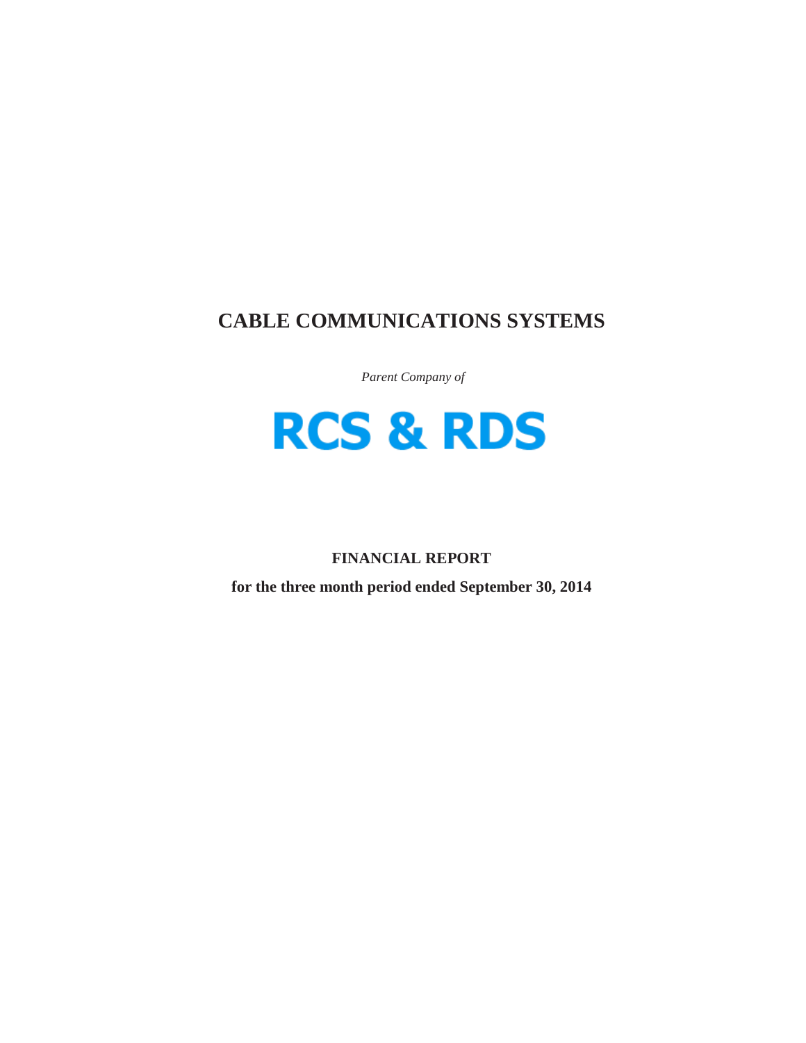# CABLE COMMUNICATIONS SYSTEMS

*Parent Company of*

# RCS & RDS

**FINANCIAL REPORT**

**for the three month period ended September 30, 2014**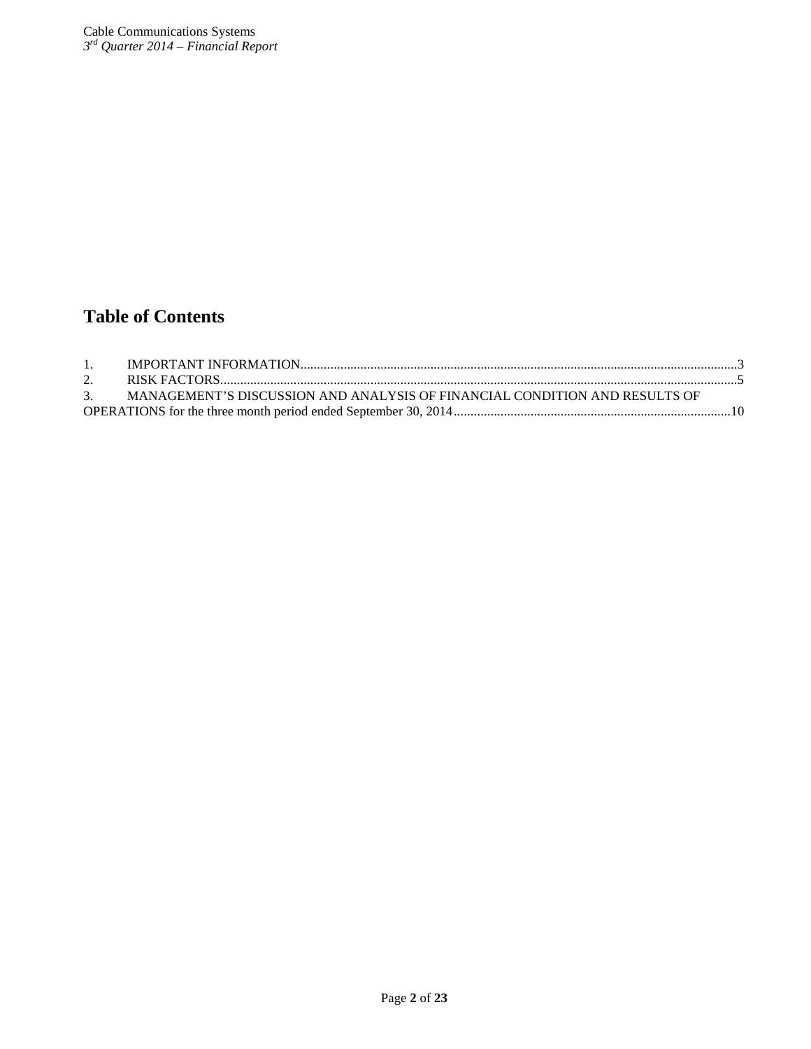# Table of Contents

1. IMPORTANT INFORMATION....................................................................................................................................3
2. RISK FACTORS.............................................................................................................................................................5
3. MANAGEMENT'S DISCUSSION AND ANALYSIS OF FINANCIAL CONDITION AND RESULTS OF OPERATIONS for the three month period ended September 30, 2014...................................................................................10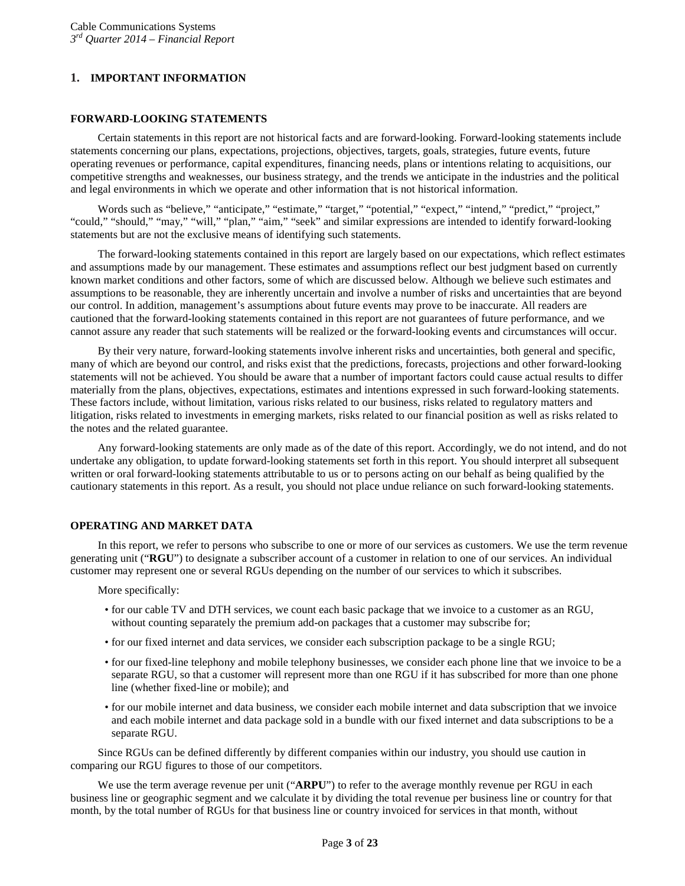## 1. IMPORTANT INFORMATION

### FORWARD-LOOKING STATEMENTS

Certain statements in this report are not historical facts and are forward-looking. Forward-looking statements include statements concerning our plans, expectations, projections, objectives, targets, goals, strategies, future events, future operating revenues or performance, capital expenditures, financing needs, plans or intentions relating to acquisitions, our competitive strengths and weaknesses, our business strategy, and the trends we anticipate in the industries and the political and legal environments in which we operate and other information that is not historical information.

Words such as "believe," "anticipate," "estimate," "target," "potential," "expect," "intend," "predict," "project," "could," "should," "may," "will," "plan," "aim," "seek" and similar expressions are intended to identify forward-looking statements but are not the exclusive means of identifying such statements.

The forward-looking statements contained in this report are largely based on our expectations, which reflect estimates and assumptions made by our management. These estimates and assumptions reflect our best judgment based on currently known market conditions and other factors, some of which are discussed below. Although we believe such estimates and assumptions to be reasonable, they are inherently uncertain and involve a number of risks and uncertainties that are beyond our control. In addition, management's assumptions about future events may prove to be inaccurate. All readers are cautioned that the forward-looking statements contained in this report are not guarantees of future performance, and we cannot assure any reader that such statements will be realized or the forward-looking events and circumstances will occur.

By their very nature, forward-looking statements involve inherent risks and uncertainties, both general and specific, many of which are beyond our control, and risks exist that the predictions, forecasts, projections and other forward-looking statements will not be achieved. You should be aware that a number of important factors could cause actual results to differ materially from the plans, objectives, expectations, estimates and intentions expressed in such forward-looking statements. These factors include, without limitation, various risks related to our business, risks related to regulatory matters and litigation, risks related to investments in emerging markets, risks related to our financial position as well as risks related to the notes and the related guarantee.

Any forward-looking statements are only made as of the date of this report. Accordingly, we do not intend, and do not undertake any obligation, to update forward-looking statements set forth in this report. You should interpret all subsequent written or oral forward-looking statements attributable to us or to persons acting on our behalf as being qualified by the cautionary statements in this report. As a result, you should not place undue reliance on such forward-looking statements.

### OPERATING AND MARKET DATA

In this report, we refer to persons who subscribe to one or more of our services as customers. We use the term revenue generating unit ("**RGU**") to designate a subscriber account of a customer in relation to one of our services. An individual customer may represent one or several RGUs depending on the number of our services to which it subscribes.

More specifically:

- for our cable TV and DTH services, we count each basic package that we invoice to a customer as an RGU, without counting separately the premium add-on packages that a customer may subscribe for;
- for our fixed internet and data services, we consider each subscription package to be a single RGU;
- for our fixed-line telephony and mobile telephony businesses, we consider each phone line that we invoice to be a separate RGU, so that a customer will represent more than one RGU if it has subscribed for more than one phone line (whether fixed-line or mobile); and
- for our mobile internet and data business, we consider each mobile internet and data subscription that we invoice and each mobile internet and data package sold in a bundle with our fixed internet and data subscriptions to be a separate RGU.

Since RGUs can be defined differently by different companies within our industry, you should use caution in comparing our RGU figures to those of our competitors.

We use the term average revenue per unit ("**ARPU**") to refer to the average monthly revenue per RGU in each business line or geographic segment and we calculate it by dividing the total revenue per business line or country for that month, by the total number of RGUs for that business line or country invoiced for services in that month, without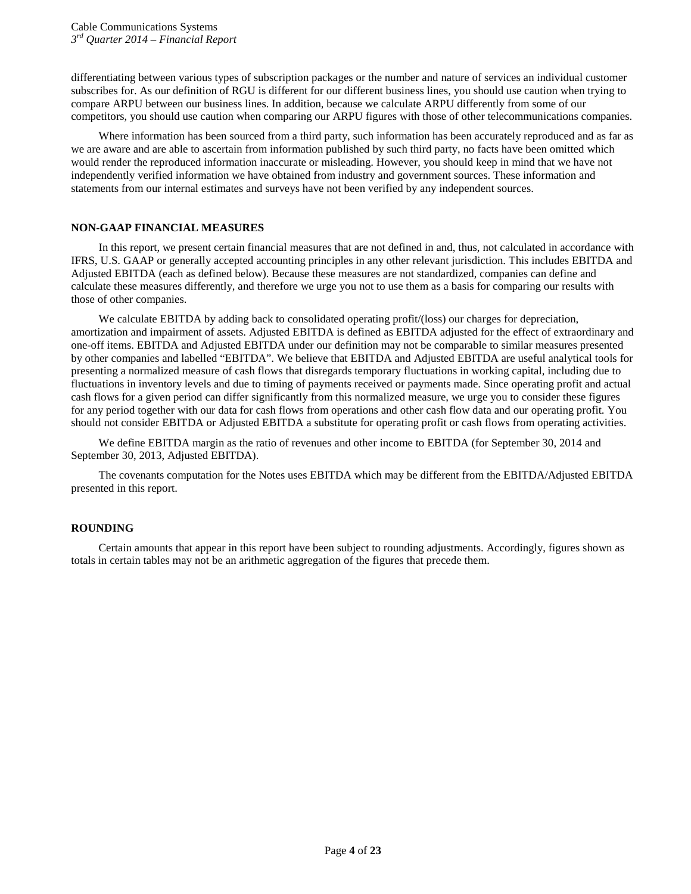differentiating between various types of subscription packages or the number and nature of services an individual customer subscribes for. As our definition of RGU is different for our different business lines, you should use caution when trying to compare ARPU between our business lines. In addition, because we calculate ARPU differently from some of our competitors, you should use caution when comparing our ARPU figures with those of other telecommunications companies.

Where information has been sourced from a third party, such information has been accurately reproduced and as far as we are aware and are able to ascertain from information published by such third party, no facts have been omitted which would render the reproduced information inaccurate or misleading. However, you should keep in mind that we have not independently verified information we have obtained from industry and government sources. These information and statements from our internal estimates and surveys have not been verified by any independent sources.

## NON-GAAP FINANCIAL MEASURES

In this report, we present certain financial measures that are not defined in and, thus, not calculated in accordance with IFRS, U.S. GAAP or generally accepted accounting principles in any other relevant jurisdiction. This includes EBITDA and Adjusted EBITDA (each as defined below). Because these measures are not standardized, companies can define and calculate these measures differently, and therefore we urge you not to use them as a basis for comparing our results with those of other companies.

We calculate EBITDA by adding back to consolidated operating profit/(loss) our charges for depreciation, amortization and impairment of assets. Adjusted EBITDA is defined as EBITDA adjusted for the effect of extraordinary and one-off items. EBITDA and Adjusted EBITDA under our definition may not be comparable to similar measures presented by other companies and labelled "EBITDA". We believe that EBITDA and Adjusted EBITDA are useful analytical tools for presenting a normalized measure of cash flows that disregards temporary fluctuations in working capital, including due to fluctuations in inventory levels and due to timing of payments received or payments made. Since operating profit and actual cash flows for a given period can differ significantly from this normalized measure, we urge you to consider these figures for any period together with our data for cash flows from operations and other cash flow data and our operating profit. You should not consider EBITDA or Adjusted EBITDA a substitute for operating profit or cash flows from operating activities.

We define EBITDA margin as the ratio of revenues and other income to EBITDA (for September 30, 2014 and September 30, 2013, Adjusted EBITDA).

The covenants computation for the Notes uses EBITDA which may be different from the EBITDA/Adjusted EBITDA presented in this report.

## ROUNDING

Certain amounts that appear in this report have been subject to rounding adjustments. Accordingly, figures shown as totals in certain tables may not be an arithmetic aggregation of the figures that precede them.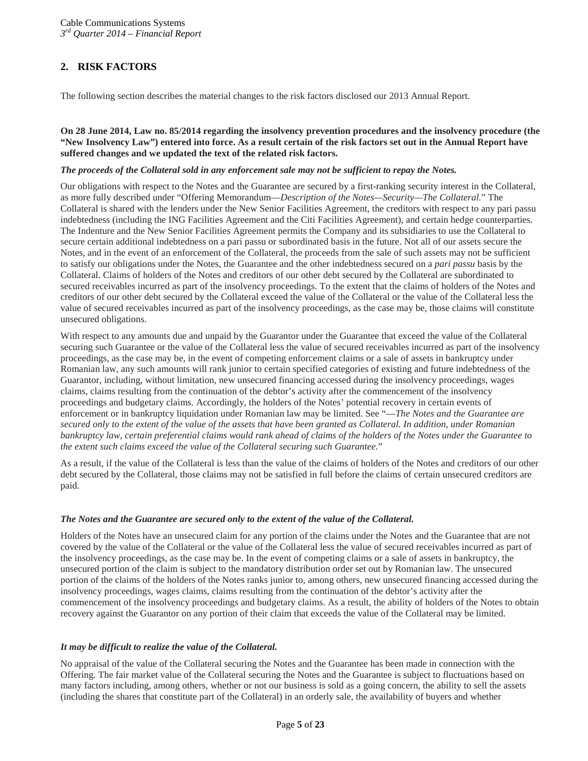## 2. RISK FACTORS

The following section describes the material changes to the risk factors disclosed our 2013 Annual Report.

**On 28 June 2014, Law no. 85/2014 regarding the insolvency prevention procedures and the insolvency procedure (the "New Insolvency Law") entered into force. As a result certain of the risk factors set out in the Annual Report have suffered changes and we updated the text of the related risk factors.**

***The proceeds of the Collateral sold in any enforcement sale may not be sufficient to repay the Notes.***

Our obligations with respect to the Notes and the Guarantee are secured by a first-ranking security interest in the Collateral, as more fully described under "Offering Memorandum—*Description of the Notes—Security—The Collateral.*" The Collateral is shared with the lenders under the New Senior Facilities Agreement, the creditors with respect to any pari passu indebtedness (including the ING Facilities Agreement and the Citi Facilities Agreement), and certain hedge counterparties. The Indenture and the New Senior Facilities Agreement permits the Company and its subsidiaries to use the Collateral to secure certain additional indebtedness on a pari passu or subordinated basis in the future. Not all of our assets secure the Notes, and in the event of an enforcement of the Collateral, the proceeds from the sale of such assets may not be sufficient to satisfy our obligations under the Notes, the Guarantee and the other indebtedness secured on a *pari passu* basis by the Collateral. Claims of holders of the Notes and creditors of our other debt secured by the Collateral are subordinated to secured receivables incurred as part of the insolvency proceedings. To the extent that the claims of holders of the Notes and creditors of our other debt secured by the Collateral exceed the value of the Collateral or the value of the Collateral less the value of secured receivables incurred as part of the insolvency proceedings, as the case may be, those claims will constitute unsecured obligations.

With respect to any amounts due and unpaid by the Guarantor under the Guarantee that exceed the value of the Collateral securing such Guarantee or the value of the Collateral less the value of secured receivables incurred as part of the insolvency proceedings, as the case may be, in the event of competing enforcement claims or a sale of assets in bankruptcy under Romanian law, any such amounts will rank junior to certain specified categories of existing and future indebtedness of the Guarantor, including, without limitation, new unsecured financing accessed during the insolvency proceedings, wages claims, claims resulting from the continuation of the debtor's activity after the commencement of the insolvency proceedings and budgetary claims. Accordingly, the holders of the Notes' potential recovery in certain events of enforcement or in bankruptcy liquidation under Romanian law may be limited. See "—*The Notes and the Guarantee are secured only to the extent of the value of the assets that have been granted as Collateral. In addition, under Romanian bankruptcy law, certain preferential claims would rank ahead of claims of the holders of the Notes under the Guarantee to the extent such claims exceed the value of the Collateral securing such Guarantee.*"

As a result, if the value of the Collateral is less than the value of the claims of holders of the Notes and creditors of our other debt secured by the Collateral, those claims may not be satisfied in full before the claims of certain unsecured creditors are paid.

***The Notes and the Guarantee are secured only to the extent of the value of the Collateral.***

Holders of the Notes have an unsecured claim for any portion of the claims under the Notes and the Guarantee that are not covered by the value of the Collateral or the value of the Collateral less the value of secured receivables incurred as part of the insolvency proceedings, as the case may be. In the event of competing claims or a sale of assets in bankruptcy, the unsecured portion of the claim is subject to the mandatory distribution order set out by Romanian law. The unsecured portion of the claims of the holders of the Notes ranks junior to, among others, new unsecured financing accessed during the insolvency proceedings, wages claims, claims resulting from the continuation of the debtor's activity after the commencement of the insolvency proceedings and budgetary claims. As a result, the ability of holders of the Notes to obtain recovery against the Guarantor on any portion of their claim that exceeds the value of the Collateral may be limited.

***It may be difficult to realize the value of the Collateral.***

No appraisal of the value of the Collateral securing the Notes and the Guarantee has been made in connection with the Offering. The fair market value of the Collateral securing the Notes and the Guarantee is subject to fluctuations based on many factors including, among others, whether or not our business is sold as a going concern, the ability to sell the assets (including the shares that constitute part of the Collateral) in an orderly sale, the availability of buyers and whether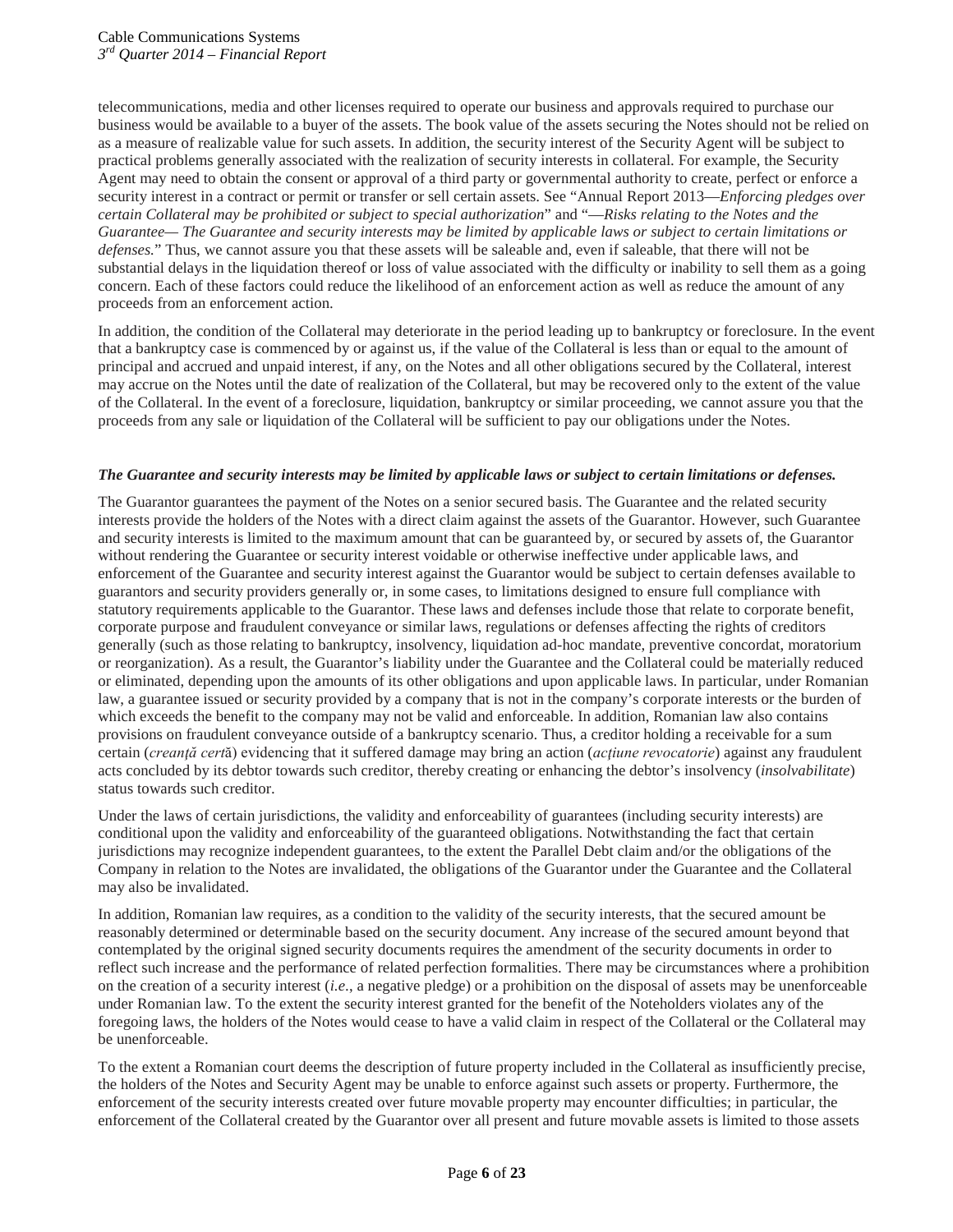telecommunications, media and other licenses required to operate our business and approvals required to purchase our business would be available to a buyer of the assets. The book value of the assets securing the Notes should not be relied on as a measure of realizable value for such assets. In addition, the security interest of the Security Agent will be subject to practical problems generally associated with the realization of security interests in collateral. For example, the Security Agent may need to obtain the consent or approval of a third party or governmental authority to create, perfect or enforce a security interest in a contract or permit or transfer or sell certain assets. See "Annual Report 2013—*Enforcing pledges over certain Collateral may be prohibited or subject to special authorization*" and "—*Risks relating to the Notes and the Guarantee— The Guarantee and security interests may be limited by applicable laws or subject to certain limitations or defenses*." Thus, we cannot assure you that these assets will be saleable and, even if saleable, that there will not be substantial delays in the liquidation thereof or loss of value associated with the difficulty or inability to sell them as a going concern. Each of these factors could reduce the likelihood of an enforcement action as well as reduce the amount of any proceeds from an enforcement action.

In addition, the condition of the Collateral may deteriorate in the period leading up to bankruptcy or foreclosure. In the event that a bankruptcy case is commenced by or against us, if the value of the Collateral is less than or equal to the amount of principal and accrued and unpaid interest, if any, on the Notes and all other obligations secured by the Collateral, interest may accrue on the Notes until the date of realization of the Collateral, but may be recovered only to the extent of the value of the Collateral. In the event of a foreclosure, liquidation, bankruptcy or similar proceeding, we cannot assure you that the proceeds from any sale or liquidation of the Collateral will be sufficient to pay our obligations under the Notes.

***The Guarantee and security interests may be limited by applicable laws or subject to certain limitations or defenses.***

The Guarantor guarantees the payment of the Notes on a senior secured basis. The Guarantee and the related security interests provide the holders of the Notes with a direct claim against the assets of the Guarantor. However, such Guarantee and security interests is limited to the maximum amount that can be guaranteed by, or secured by assets of, the Guarantor without rendering the Guarantee or security interest voidable or otherwise ineffective under applicable laws, and enforcement of the Guarantee and security interest against the Guarantor would be subject to certain defenses available to guarantors and security providers generally or, in some cases, to limitations designed to ensure full compliance with statutory requirements applicable to the Guarantor. These laws and defenses include those that relate to corporate benefit, corporate purpose and fraudulent conveyance or similar laws, regulations or defenses affecting the rights of creditors generally (such as those relating to bankruptcy, insolvency, liquidation ad-hoc mandate, preventive concordat, moratorium or reorganization). As a result, the Guarantor's liability under the Guarantee and the Collateral could be materially reduced or eliminated, depending upon the amounts of its other obligations and upon applicable laws. In particular, under Romanian law, a guarantee issued or security provided by a company that is not in the company's corporate interests or the burden of which exceeds the benefit to the company may not be valid and enforceable. In addition, Romanian law also contains provisions on fraudulent conveyance outside of a bankruptcy scenario. Thus, a creditor holding a receivable for a sum certain (*creanţă certă*) evidencing that it suffered damage may bring an action (*acţiune revocatorie*) against any fraudulent acts concluded by its debtor towards such creditor, thereby creating or enhancing the debtor's insolvency (*insolvabilitate*) status towards such creditor.

Under the laws of certain jurisdictions, the validity and enforceability of guarantees (including security interests) are conditional upon the validity and enforceability of the guaranteed obligations. Notwithstanding the fact that certain jurisdictions may recognize independent guarantees, to the extent the Parallel Debt claim and/or the obligations of the Company in relation to the Notes are invalidated, the obligations of the Guarantor under the Guarantee and the Collateral may also be invalidated.

In addition, Romanian law requires, as a condition to the validity of the security interests, that the secured amount be reasonably determined or determinable based on the security document. Any increase of the secured amount beyond that contemplated by the original signed security documents requires the amendment of the security documents in order to reflect such increase and the performance of related perfection formalities. There may be circumstances where a prohibition on the creation of a security interest (*i.e.*, a negative pledge) or a prohibition on the disposal of assets may be unenforceable under Romanian law. To the extent the security interest granted for the benefit of the Noteholders violates any of the foregoing laws, the holders of the Notes would cease to have a valid claim in respect of the Collateral or the Collateral may be unenforceable.

To the extent a Romanian court deems the description of future property included in the Collateral as insufficiently precise, the holders of the Notes and Security Agent may be unable to enforce against such assets or property. Furthermore, the enforcement of the security interests created over future movable property may encounter difficulties; in particular, the enforcement of the Collateral created by the Guarantor over all present and future movable assets is limited to those assets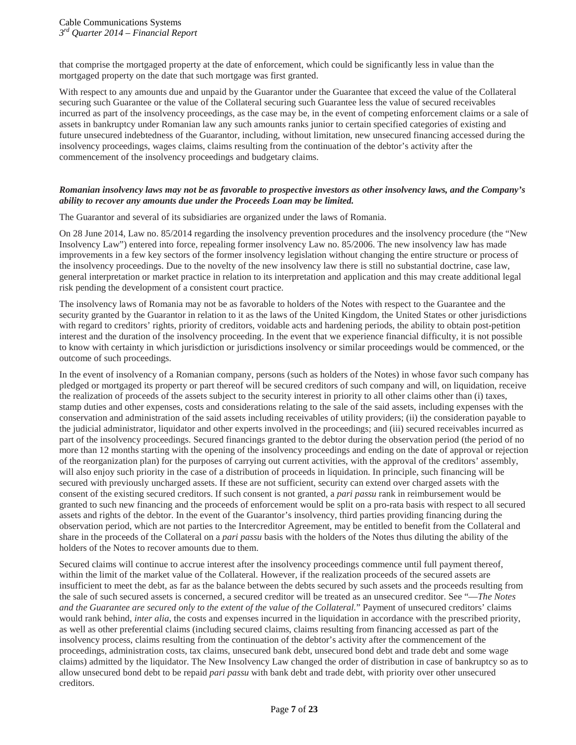that comprise the mortgaged property at the date of enforcement, which could be significantly less in value than the mortgaged property on the date that such mortgage was first granted.

With respect to any amounts due and unpaid by the Guarantor under the Guarantee that exceed the value of the Collateral securing such Guarantee or the value of the Collateral securing such Guarantee less the value of secured receivables incurred as part of the insolvency proceedings, as the case may be, in the event of competing enforcement claims or a sale of assets in bankruptcy under Romanian law any such amounts ranks junior to certain specified categories of existing and future unsecured indebtedness of the Guarantor, including, without limitation, new unsecured financing accessed during the insolvency proceedings, wages claims, claims resulting from the continuation of the debtor's activity after the commencement of the insolvency proceedings and budgetary claims.

***Romanian insolvency laws may not be as favorable to prospective investors as other insolvency laws, and the Company's ability to recover any amounts due under the Proceeds Loan may be limited.***

The Guarantor and several of its subsidiaries are organized under the laws of Romania.

On 28 June 2014, Law no. 85/2014 regarding the insolvency prevention procedures and the insolvency procedure (the "New Insolvency Law") entered into force, repealing former insolvency Law no. 85/2006. The new insolvency law has made improvements in a few key sectors of the former insolvency legislation without changing the entire structure or process of the insolvency proceedings. Due to the novelty of the new insolvency law there is still no substantial doctrine, case law, general interpretation or market practice in relation to its interpretation and application and this may create additional legal risk pending the development of a consistent court practice.

The insolvency laws of Romania may not be as favorable to holders of the Notes with respect to the Guarantee and the security granted by the Guarantor in relation to it as the laws of the United Kingdom, the United States or other jurisdictions with regard to creditors' rights, priority of creditors, voidable acts and hardening periods, the ability to obtain post-petition interest and the duration of the insolvency proceeding. In the event that we experience financial difficulty, it is not possible to know with certainty in which jurisdiction or jurisdictions insolvency or similar proceedings would be commenced, or the outcome of such proceedings.

In the event of insolvency of a Romanian company, persons (such as holders of the Notes) in whose favor such company has pledged or mortgaged its property or part thereof will be secured creditors of such company and will, on liquidation, receive the realization of proceeds of the assets subject to the security interest in priority to all other claims other than (i) taxes, stamp duties and other expenses, costs and considerations relating to the sale of the said assets, including expenses with the conservation and administration of the said assets including receivables of utility providers; (ii) the consideration payable to the judicial administrator, liquidator and other experts involved in the proceedings; and (iii) secured receivables incurred as part of the insolvency proceedings. Secured financings granted to the debtor during the observation period (the period of no more than 12 months starting with the opening of the insolvency proceedings and ending on the date of approval or rejection of the reorganization plan) for the purposes of carrying out current activities, with the approval of the creditors' assembly, will also enjoy such priority in the case of a distribution of proceeds in liquidation. In principle, such financing will be secured with previously uncharged assets. If these are not sufficient, security can extend over charged assets with the consent of the existing secured creditors. If such consent is not granted, a *pari passu* rank in reimbursement would be granted to such new financing and the proceeds of enforcement would be split on a pro-rata basis with respect to all secured assets and rights of the debtor. In the event of the Guarantor's insolvency, third parties providing financing during the observation period, which are not parties to the Intercreditor Agreement, may be entitled to benefit from the Collateral and share in the proceeds of the Collateral on a *pari passu* basis with the holders of the Notes thus diluting the ability of the holders of the Notes to recover amounts due to them.

Secured claims will continue to accrue interest after the insolvency proceedings commence until full payment thereof, within the limit of the market value of the Collateral. However, if the realization proceeds of the secured assets are insufficient to meet the debt, as far as the balance between the debts secured by such assets and the proceeds resulting from the sale of such secured assets is concerned, a secured creditor will be treated as an unsecured creditor. See "—*The Notes and the Guarantee are secured only to the extent of the value of the Collateral.*" Payment of unsecured creditors' claims would rank behind, *inter alia*, the costs and expenses incurred in the liquidation in accordance with the prescribed priority, as well as other preferential claims (including secured claims, claims resulting from financing accessed as part of the insolvency process, claims resulting from the continuation of the debtor's activity after the commencement of the proceedings, administration costs, tax claims, unsecured bank debt, unsecured bond debt and trade debt and some wage claims) admitted by the liquidator. The New Insolvency Law changed the order of distribution in case of bankruptcy so as to allow unsecured bond debt to be repaid *pari passu* with bank debt and trade debt, with priority over other unsecured creditors.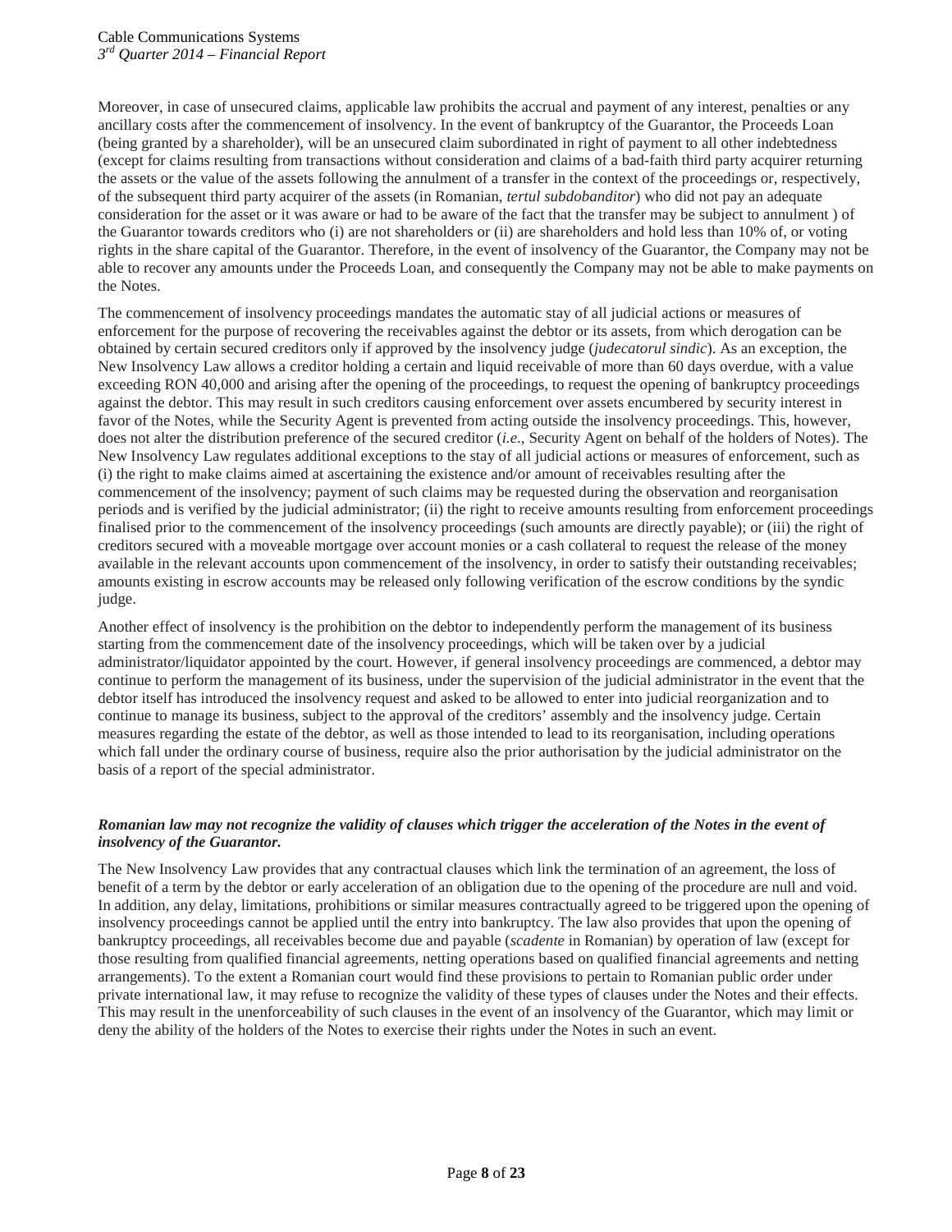Moreover, in case of unsecured claims, applicable law prohibits the accrual and payment of any interest, penalties or any ancillary costs after the commencement of insolvency. In the event of bankruptcy of the Guarantor, the Proceeds Loan (being granted by a shareholder), will be an unsecured claim subordinated in right of payment to all other indebtedness (except for claims resulting from transactions without consideration and claims of a bad-faith third party acquirer returning the assets or the value of the assets following the annulment of a transfer in the context of the proceedings or, respectively, of the subsequent third party acquirer of the assets (in Romanian, *tertul subdobanditor*) who did not pay an adequate consideration for the asset or it was aware or had to be aware of the fact that the transfer may be subject to annulment ) of the Guarantor towards creditors who (i) are not shareholders or (ii) are shareholders and hold less than 10% of, or voting rights in the share capital of the Guarantor. Therefore, in the event of insolvency of the Guarantor, the Company may not be able to recover any amounts under the Proceeds Loan, and consequently the Company may not be able to make payments on the Notes.

The commencement of insolvency proceedings mandates the automatic stay of all judicial actions or measures of enforcement for the purpose of recovering the receivables against the debtor or its assets, from which derogation can be obtained by certain secured creditors only if approved by the insolvency judge (*judecatorul sindic*). As an exception, the New Insolvency Law allows a creditor holding a certain and liquid receivable of more than 60 days overdue, with a value exceeding RON 40,000 and arising after the opening of the proceedings, to request the opening of bankruptcy proceedings against the debtor. This may result in such creditors causing enforcement over assets encumbered by security interest in favor of the Notes, while the Security Agent is prevented from acting outside the insolvency proceedings. This, however, does not alter the distribution preference of the secured creditor (*i.e*., Security Agent on behalf of the holders of Notes). The New Insolvency Law regulates additional exceptions to the stay of all judicial actions or measures of enforcement, such as (i) the right to make claims aimed at ascertaining the existence and/or amount of receivables resulting after the commencement of the insolvency; payment of such claims may be requested during the observation and reorganisation periods and is verified by the judicial administrator; (ii) the right to receive amounts resulting from enforcement proceedings finalised prior to the commencement of the insolvency proceedings (such amounts are directly payable); or (iii) the right of creditors secured with a moveable mortgage over account monies or a cash collateral to request the release of the money available in the relevant accounts upon commencement of the insolvency, in order to satisfy their outstanding receivables; amounts existing in escrow accounts may be released only following verification of the escrow conditions by the syndic judge.

Another effect of insolvency is the prohibition on the debtor to independently perform the management of its business starting from the commencement date of the insolvency proceedings, which will be taken over by a judicial administrator/liquidator appointed by the court. However, if general insolvency proceedings are commenced, a debtor may continue to perform the management of its business, under the supervision of the judicial administrator in the event that the debtor itself has introduced the insolvency request and asked to be allowed to enter into judicial reorganization and to continue to manage its business, subject to the approval of the creditors' assembly and the insolvency judge. Certain measures regarding the estate of the debtor, as well as those intended to lead to its reorganisation, including operations which fall under the ordinary course of business, require also the prior authorisation by the judicial administrator on the basis of a report of the special administrator.

***Romanian law may not recognize the validity of clauses which trigger the acceleration of the Notes in the event of insolvency of the Guarantor.***

The New Insolvency Law provides that any contractual clauses which link the termination of an agreement, the loss of benefit of a term by the debtor or early acceleration of an obligation due to the opening of the procedure are null and void. In addition, any delay, limitations, prohibitions or similar measures contractually agreed to be triggered upon the opening of insolvency proceedings cannot be applied until the entry into bankruptcy. The law also provides that upon the opening of bankruptcy proceedings, all receivables become due and payable (*scadente* in Romanian) by operation of law (except for those resulting from qualified financial agreements, netting operations based on qualified financial agreements and netting arrangements). To the extent a Romanian court would find these provisions to pertain to Romanian public order under private international law, it may refuse to recognize the validity of these types of clauses under the Notes and their effects. This may result in the unenforceability of such clauses in the event of an insolvency of the Guarantor, which may limit or deny the ability of the holders of the Notes to exercise their rights under the Notes in such an event.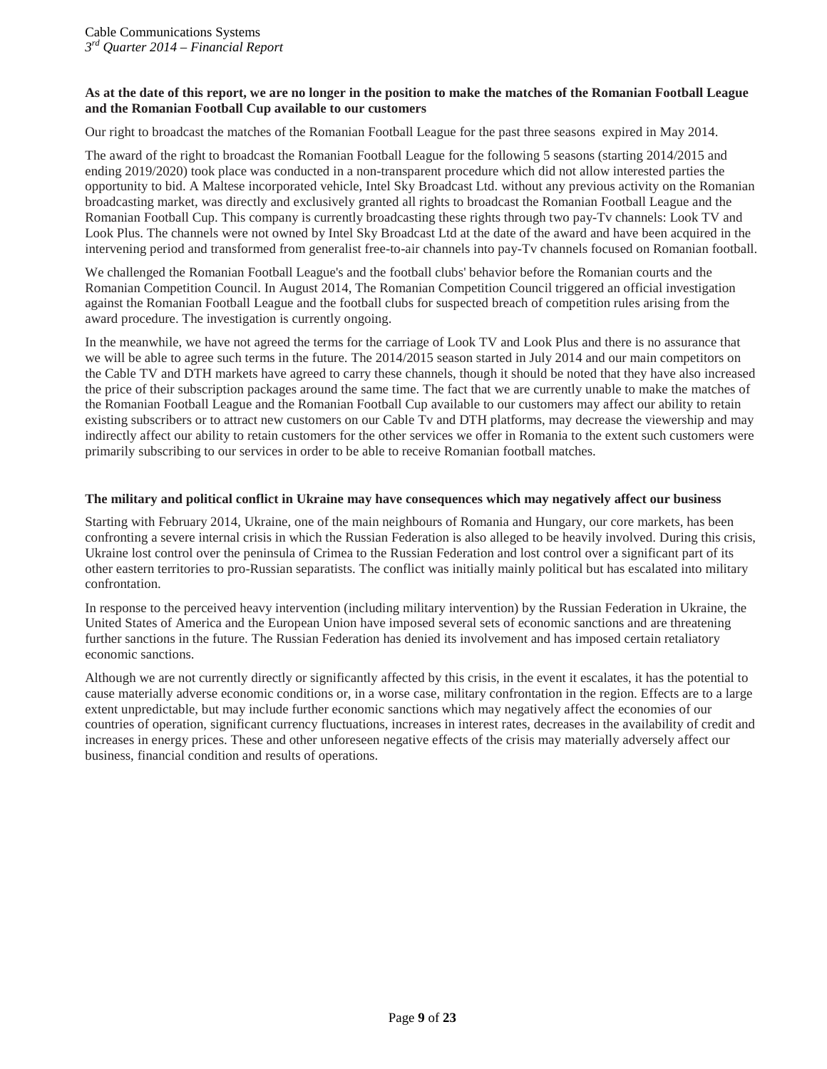**As at the date of this report, we are no longer in the position to make the matches of the Romanian Football League and the Romanian Football Cup available to our customers**

Our right to broadcast the matches of the Romanian Football League for the past three seasons expired in May 2014.

The award of the right to broadcast the Romanian Football League for the following 5 seasons (starting 2014/2015 and ending 2019/2020) took place was conducted in a non-transparent procedure which did not allow interested parties the opportunity to bid. A Maltese incorporated vehicle, Intel Sky Broadcast Ltd. without any previous activity on the Romanian broadcasting market, was directly and exclusively granted all rights to broadcast the Romanian Football League and the Romanian Football Cup. This company is currently broadcasting these rights through two pay-Tv channels: Look TV and Look Plus. The channels were not owned by Intel Sky Broadcast Ltd at the date of the award and have been acquired in the intervening period and transformed from generalist free-to-air channels into pay-Tv channels focused on Romanian football.

We challenged the Romanian Football League's and the football clubs' behavior before the Romanian courts and the Romanian Competition Council. In August 2014, The Romanian Competition Council triggered an official investigation against the Romanian Football League and the football clubs for suspected breach of competition rules arising from the award procedure. The investigation is currently ongoing.

In the meanwhile, we have not agreed the terms for the carriage of Look TV and Look Plus and there is no assurance that we will be able to agree such terms in the future. The 2014/2015 season started in July 2014 and our main competitors on the Cable TV and DTH markets have agreed to carry these channels, though it should be noted that they have also increased the price of their subscription packages around the same time. The fact that we are currently unable to make the matches of the Romanian Football League and the Romanian Football Cup available to our customers may affect our ability to retain existing subscribers or to attract new customers on our Cable Tv and DTH platforms, may decrease the viewership and may indirectly affect our ability to retain customers for the other services we offer in Romania to the extent such customers were primarily subscribing to our services in order to be able to receive Romanian football matches.

**The military and political conflict in Ukraine may have consequences which may negatively affect our business**

Starting with February 2014, Ukraine, one of the main neighbours of Romania and Hungary, our core markets, has been confronting a severe internal crisis in which the Russian Federation is also alleged to be heavily involved. During this crisis, Ukraine lost control over the peninsula of Crimea to the Russian Federation and lost control over a significant part of its other eastern territories to pro-Russian separatists. The conflict was initially mainly political but has escalated into military confrontation.

In response to the perceived heavy intervention (including military intervention) by the Russian Federation in Ukraine, the United States of America and the European Union have imposed several sets of economic sanctions and are threatening further sanctions in the future. The Russian Federation has denied its involvement and has imposed certain retaliatory economic sanctions.

Although we are not currently directly or significantly affected by this crisis, in the event it escalates, it has the potential to cause materially adverse economic conditions or, in a worse case, military confrontation in the region. Effects are to a large extent unpredictable, but may include further economic sanctions which may negatively affect the economies of our countries of operation, significant currency fluctuations, increases in interest rates, decreases in the availability of credit and increases in energy prices. These and other unforeseen negative effects of the crisis may materially adversely affect our business, financial condition and results of operations.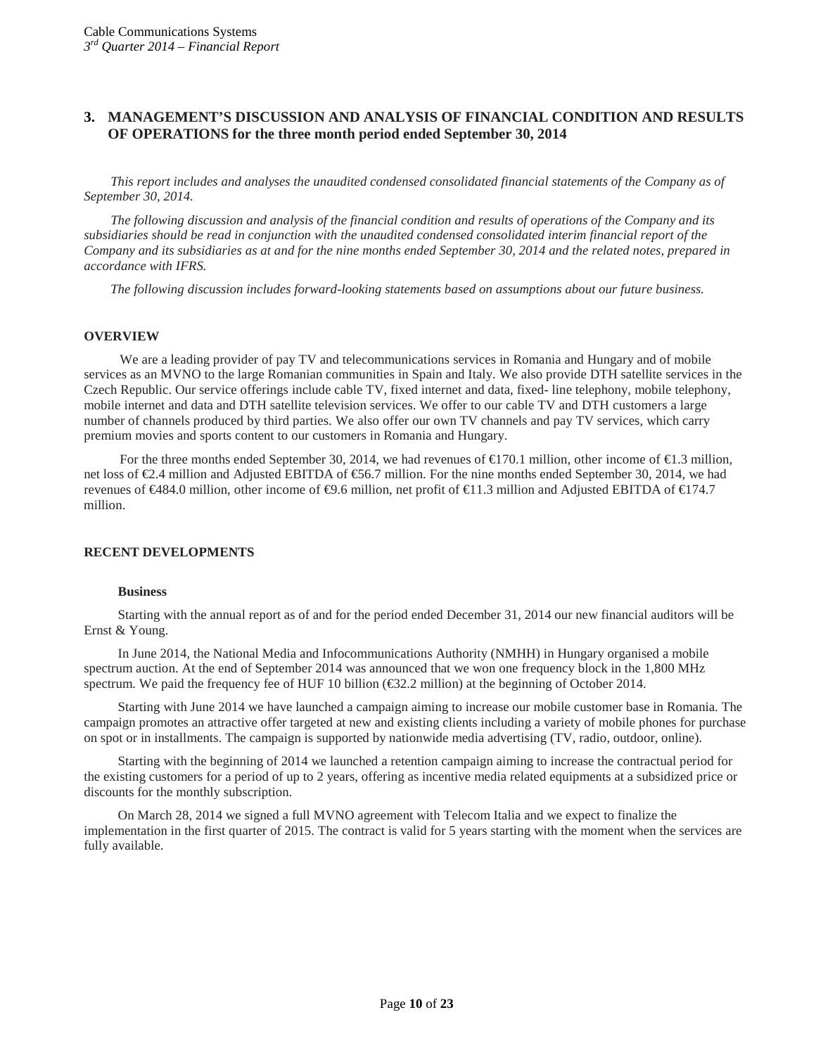## 3. MANAGEMENT'S DISCUSSION AND ANALYSIS OF FINANCIAL CONDITION AND RESULTS OF OPERATIONS for the three month period ended September 30, 2014

*This report includes and analyses the unaudited condensed consolidated financial statements of the Company as of September 30, 2014.*

*The following discussion and analysis of the financial condition and results of operations of the Company and its subsidiaries should be read in conjunction with the unaudited condensed consolidated interim financial report of the Company and its subsidiaries as at and for the nine months ended September 30, 2014 and the related notes, prepared in accordance with IFRS.*

*The following discussion includes forward-looking statements based on assumptions about our future business.*

### OVERVIEW

We are a leading provider of pay TV and telecommunications services in Romania and Hungary and of mobile services as an MVNO to the large Romanian communities in Spain and Italy. We also provide DTH satellite services in the Czech Republic. Our service offerings include cable TV, fixed internet and data, fixed- line telephony, mobile telephony, mobile internet and data and DTH satellite television services. We offer to our cable TV and DTH customers a large number of channels produced by third parties. We also offer our own TV channels and pay TV services, which carry premium movies and sports content to our customers in Romania and Hungary.

For the three months ended September 30, 2014, we had revenues of €170.1 million, other income of €1.3 million, net loss of €2.4 million and Adjusted EBITDA of €56.7 million. For the nine months ended September 30, 2014, we had revenues of €484.0 million, other income of €9.6 million, net profit of €11.3 million and Adjusted EBITDA of €174.7 million.

### RECENT DEVELOPMENTS

**Business**

Starting with the annual report as of and for the period ended December 31, 2014 our new financial auditors will be Ernst & Young.

In June 2014, the National Media and Infocommunications Authority (NMHH) in Hungary organised a mobile spectrum auction. At the end of September 2014 was announced that we won one frequency block in the 1,800 MHz spectrum. We paid the frequency fee of HUF 10 billion (€32.2 million) at the beginning of October 2014.

Starting with June 2014 we have launched a campaign aiming to increase our mobile customer base in Romania. The campaign promotes an attractive offer targeted at new and existing clients including a variety of mobile phones for purchase on spot or in installments. The campaign is supported by nationwide media advertising (TV, radio, outdoor, online).

Starting with the beginning of 2014 we launched a retention campaign aiming to increase the contractual period for the existing customers for a period of up to 2 years, offering as incentive media related equipments at a subsidized price or discounts for the monthly subscription.

On March 28, 2014 we signed a full MVNO agreement with Telecom Italia and we expect to finalize the implementation in the first quarter of 2015. The contract is valid for 5 years starting with the moment when the services are fully available.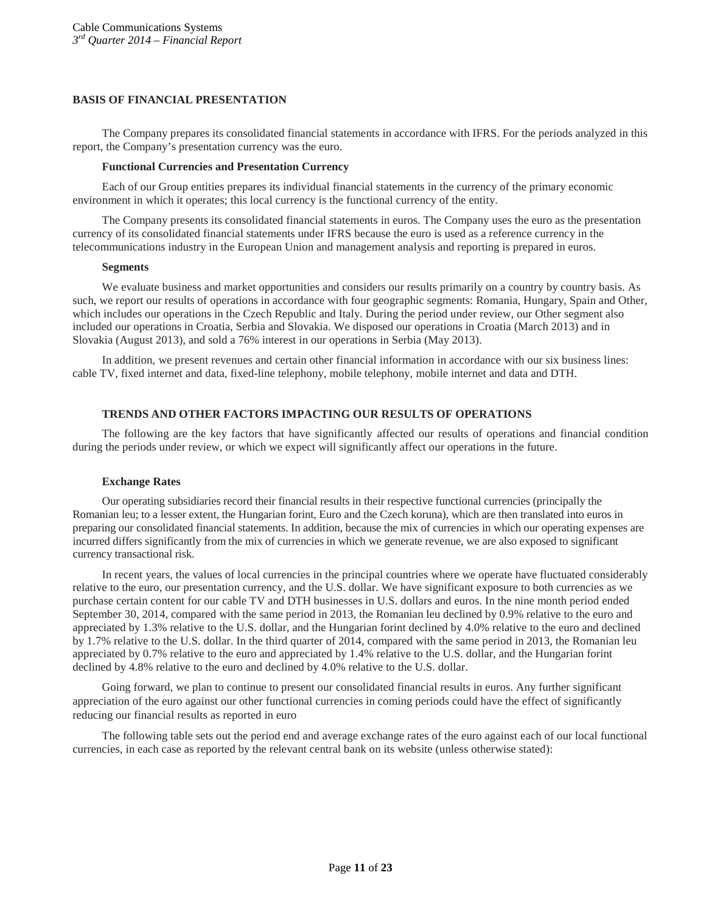## BASIS OF FINANCIAL PRESENTATION

The Company prepares its consolidated financial statements in accordance with IFRS. For the periods analyzed in this report, the Company's presentation currency was the euro.

### Functional Currencies and Presentation Currency

Each of our Group entities prepares its individual financial statements in the currency of the primary economic environment in which it operates; this local currency is the functional currency of the entity.

The Company presents its consolidated financial statements in euros. The Company uses the euro as the presentation currency of its consolidated financial statements under IFRS because the euro is used as a reference currency in the telecommunications industry in the European Union and management analysis and reporting is prepared in euros.

### Segments

We evaluate business and market opportunities and considers our results primarily on a country by country basis. As such, we report our results of operations in accordance with four geographic segments: Romania, Hungary, Spain and Other, which includes our operations in the Czech Republic and Italy. During the period under review, our Other segment also included our operations in Croatia, Serbia and Slovakia. We disposed our operations in Croatia (March 2013) and in Slovakia (August 2013), and sold a 76% interest in our operations in Serbia (May 2013).

In addition, we present revenues and certain other financial information in accordance with our six business lines: cable TV, fixed internet and data, fixed-line telephony, mobile telephony, mobile internet and data and DTH.

## TRENDS AND OTHER FACTORS IMPACTING OUR RESULTS OF OPERATIONS

The following are the key factors that have significantly affected our results of operations and financial condition during the periods under review, or which we expect will significantly affect our operations in the future.

### Exchange Rates

Our operating subsidiaries record their financial results in their respective functional currencies (principally the Romanian leu; to a lesser extent, the Hungarian forint, Euro and the Czech koruna), which are then translated into euros in preparing our consolidated financial statements. In addition, because the mix of currencies in which our operating expenses are incurred differs significantly from the mix of currencies in which we generate revenue, we are also exposed to significant currency transactional risk.

In recent years, the values of local currencies in the principal countries where we operate have fluctuated considerably relative to the euro, our presentation currency, and the U.S. dollar. We have significant exposure to both currencies as we purchase certain content for our cable TV and DTH businesses in U.S. dollars and euros. In the nine month period ended September 30, 2014, compared with the same period in 2013, the Romanian leu declined by 0.9% relative to the euro and appreciated by 1.3% relative to the U.S. dollar, and the Hungarian forint declined by 4.0% relative to the euro and declined by 1.7% relative to the U.S. dollar. In the third quarter of 2014, compared with the same period in 2013, the Romanian leu appreciated by 0.7% relative to the euro and appreciated by 1.4% relative to the U.S. dollar, and the Hungarian forint declined by 4.8% relative to the euro and declined by 4.0% relative to the U.S. dollar.

Going forward, we plan to continue to present our consolidated financial results in euros. Any further significant appreciation of the euro against our other functional currencies in coming periods could have the effect of significantly reducing our financial results as reported in euro

The following table sets out the period end and average exchange rates of the euro against each of our local functional currencies, in each case as reported by the relevant central bank on its website (unless otherwise stated):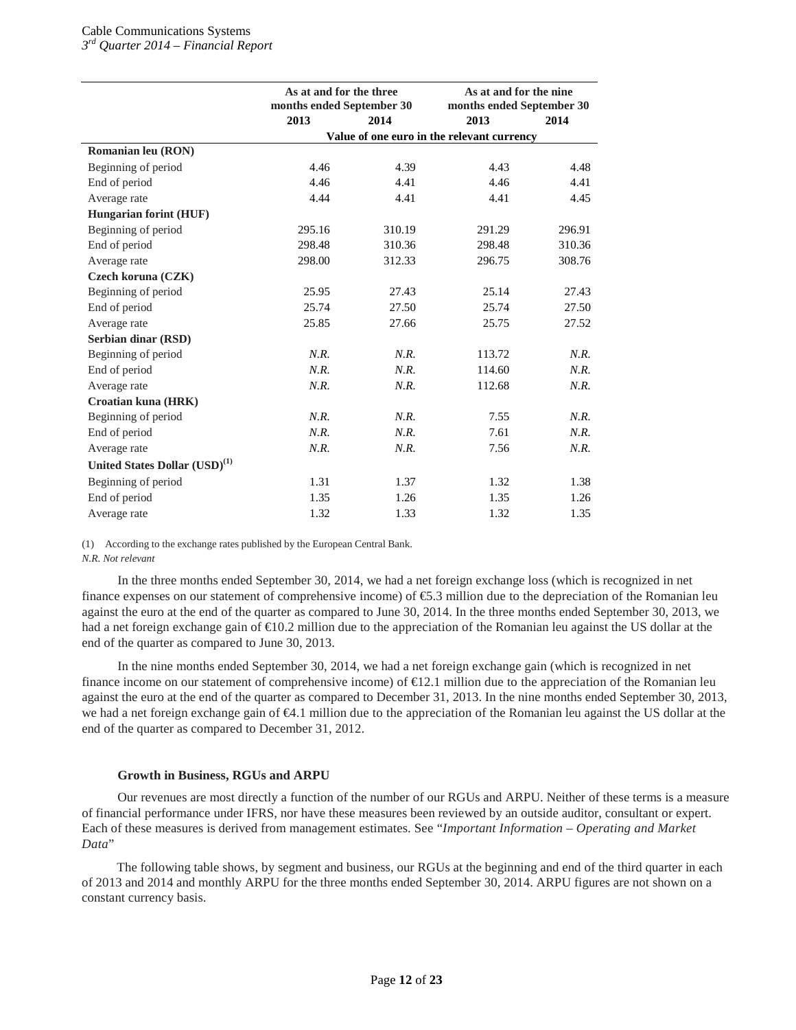| | As at and for the three months ended September 30 | | As at and for the nine months ended September 30 | |
|---|---|---|---|---|
| | 2013 | 2014 | 2013 | 2014 |
| | Value of one euro in the relevant currency | | | |
| **Romanian leu (RON)** | | | | |
| Beginning of period | 4.46 | 4.39 | 4.43 | 4.48 |
| End of period | 4.46 | 4.41 | 4.46 | 4.41 |
| Average rate | 4.44 | 4.41 | 4.41 | 4.45 |
| **Hungarian forint (HUF)** | | | | |
| Beginning of period | 295.16 | 310.19 | 291.29 | 296.91 |
| End of period | 298.48 | 310.36 | 298.48 | 310.36 |
| Average rate | 298.00 | 312.33 | 296.75 | 308.76 |
| **Czech koruna (CZK)** | | | | |
| Beginning of period | 25.95 | 27.43 | 25.14 | 27.43 |
| End of period | 25.74 | 27.50 | 25.74 | 27.50 |
| Average rate | 25.85 | 27.66 | 25.75 | 27.52 |
| **Serbian dinar (RSD)** | | | | |
| Beginning of period | *N.R.* | *N.R.* | 113.72 | *N.R.* |
| End of period | *N.R.* | *N.R.* | 114.60 | *N.R.* |
| Average rate | *N.R.* | *N.R.* | 112.68 | *N.R.* |
| **Croatian kuna (HRK)** | | | | |
| Beginning of period | *N.R.* | *N.R.* | 7.55 | *N.R.* |
| End of period | *N.R.* | *N.R.* | 7.61 | *N.R.* |
| Average rate | *N.R.* | *N.R.* | 7.56 | *N.R.* |
| **United States Dollar (USD)[(1)]** | | | | |
| Beginning of period | 1.31 | 1.37 | 1.32 | 1.38 |
| End of period | 1.35 | 1.26 | 1.35 | 1.26 |
| Average rate | 1.32 | 1.33 | 1.32 | 1.35 |

(1) According to the exchange rates published by the European Central Bank.
*N.R. Not relevant*

In the three months ended September 30, 2014, we had a net foreign exchange loss (which is recognized in net finance expenses on our statement of comprehensive income) of €5.3 million due to the depreciation of the Romanian leu against the euro at the end of the quarter as compared to June 30, 2014. In the three months ended September 30, 2013, we had a net foreign exchange gain of €10.2 million due to the appreciation of the Romanian leu against the US dollar at the end of the quarter as compared to June 30, 2013.

In the nine months ended September 30, 2014, we had a net foreign exchange gain (which is recognized in net finance income on our statement of comprehensive income) of €12.1 million due to the appreciation of the Romanian leu against the euro at the end of the quarter as compared to December 31, 2013. In the nine months ended September 30, 2013, we had a net foreign exchange gain of €4.1 million due to the appreciation of the Romanian leu against the US dollar at the end of the quarter as compared to December 31, 2012.

### Growth in Business, RGUs and ARPU

Our revenues are most directly a function of the number of our RGUs and ARPU. Neither of these terms is a measure of financial performance under IFRS, nor have these measures been reviewed by an outside auditor, consultant or expert. Each of these measures is derived from management estimates. See "*Important Information – Operating and Market Data*"

The following table shows, by segment and business, our RGUs at the beginning and end of the third quarter in each of 2013 and 2014 and monthly ARPU for the three months ended September 30, 2014. ARPU figures are not shown on a constant currency basis.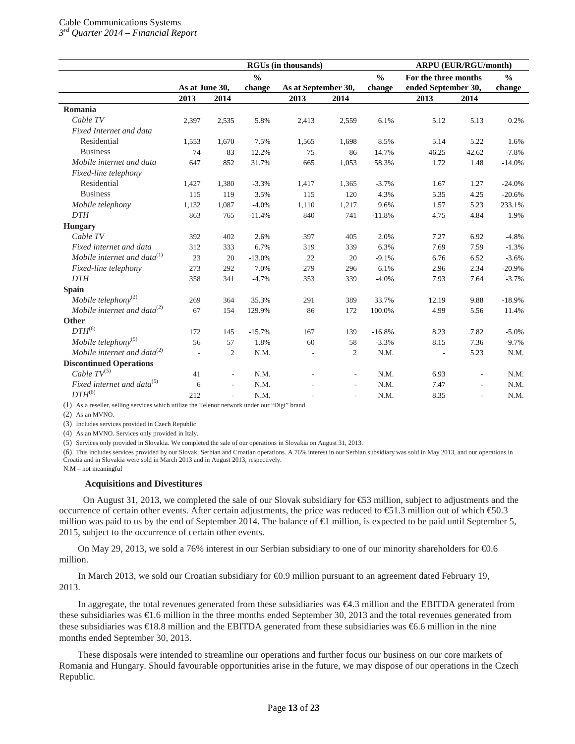| | RGUs (in thousands) | | | | | | ARPU (EUR/RGU/month) | | |
|---|---|---|---|---|---|---|---|---|---|
| | As at June 30, | | % change | As at September 30, | | % change | For the three months ended September 30, | | % change |
| | 2013 | 2014 | | 2013 | 2014 | | 2013 | 2014 | |
| **Romania** | | | | | | | | | |
| *Cable TV* | 2,397 | 2,535 | 5.8% | 2,413 | 2,559 | 6.1% | 5.12 | 5.13 | 0.2% |
| *Fixed Internet and data* | | | | | | | | | |
| Residential | 1,553 | 1,670 | 7.5% | 1,565 | 1,698 | 8.5% | 5.14 | 5.22 | 1.6% |
| Business | 74 | 83 | 12.2% | 75 | 86 | 14.7% | 46.25 | 42.62 | -7.8% |
| *Mobile internet and data* | 647 | 852 | 31.7% | 665 | 1,053 | 58.3% | 1.72 | 1.48 | -14.0% |
| *Fixed-line telephony* | | | | | | | | | |
| Residential | 1,427 | 1,380 | -3.3% | 1,417 | 1,365 | -3.7% | 1.67 | 1.27 | -24.0% |
| Business | 115 | 119 | 3.5% | 115 | 120 | 4.3% | 5.35 | 4.25 | -20.6% |
| *Mobile telephony* | 1,132 | 1,087 | -4.0% | 1,110 | 1,217 | 9.6% | 1.57 | 5.23 | 233.1% |
| *DTH* | 863 | 765 | -11.4% | 840 | 741 | -11.8% | 4.75 | 4.84 | 1.9% |
| **Hungary** | | | | | | | | | |
| *Cable TV* | 392 | 402 | 2.6% | 397 | 405 | 2.0% | 7.27 | 6.92 | -4.8% |
| *Fixed internet and data* | 312 | 333 | 6.7% | 319 | 339 | 6.3% | 7.69 | 7.59 | -1.3% |
| *Mobile internet and data*[(1)] | 23 | 20 | -13.0% | 22 | 20 | -9.1% | 6.76 | 6.52 | -3.6% |
| *Fixed-line telephony* | 273 | 292 | 7.0% | 279 | 296 | 6.1% | 2.96 | 2.34 | -20.9% |
| *DTH* | 358 | 341 | -4.7% | 353 | 339 | -4.0% | 7.93 | 7.64 | -3.7% |
| **Spain** | | | | | | | | | |
| *Mobile telephony*[(2)] | 269 | 364 | 35.3% | 291 | 389 | 33.7% | 12.19 | 9.88 | -18.9% |
| *Mobile internet and data*[(2)] | 67 | 154 | 129.9% | 86 | 172 | 100.0% | 4.99 | 5.56 | 11.4% |
| **Other** | | | | | | | | | |
| *DTH*[(6)] | 172 | 145 | -15.7% | 167 | 139 | -16.8% | 8.23 | 7.82 | -5.0% |
| *Mobile telephony*[(5)] | 56 | 57 | 1.8% | 60 | 58 | -3.3% | 8.15 | 7.36 | -9.7% |
| *Mobile internet and data*[(2)] | - | 2 | N.M. | - | 2 | N.M. | - | 5.23 | N.M. |
| **Discontinued Operations** | | | | | | | | | |
| *Cable TV*[(5)] | 41 | - | N.M. | - | - | N.M. | 6.93 | - | N.M. |
| *Fixed internet and data*[(5)] | 6 | - | N.M. | - | - | N.M. | 7.47 | - | N.M. |
| *DTH*[(6)] | 212 | - | N.M. | - | - | N.M. | 8.35 | - | N.M. |

(1) As a reseller, selling services which utilize the Telenor network under our "Digi" brand.

(2) As an MVNO.

(3) Includes services provided in Czech Republic

(4) As an MVNO. Services only provided in Italy.

(5) Services only provided in Slovakia. We completed the sale of our operations in Slovakia on August 31, 2013.

(6) This includes services provided by our Slovak, Serbian and Croatian operations. A 76% interest in our Serbian subsidiary was sold in May 2013, and our operations in Croatia and in Slovakia were sold in March 2013 and in August 2013, respectively.

N.M – not meaningful

### Acquisitions and Divestitures

On August 31, 2013, we completed the sale of our Slovak subsidiary for €53 million, subject to adjustments and the occurrence of certain other events. After certain adjustments, the price was reduced to €51.3 million out of which €50.3 million was paid to us by the end of September 2014. The balance of €1 million, is expected to be paid until September 5, 2015, subject to the occurrence of certain other events.

On May 29, 2013, we sold a 76% interest in our Serbian subsidiary to one of our minority shareholders for €0.6 million.

In March 2013, we sold our Croatian subsidiary for €0.9 million pursuant to an agreement dated February 19, 2013.

In aggregate, the total revenues generated from these subsidiaries was €4.3 million and the EBITDA generated from these subsidiaries was €1.6 million in the three months ended September 30, 2013 and the total revenues generated from these subsidiaries was €18.8 million and the EBITDA generated from these subsidiaries was €6.6 million in the nine months ended September 30, 2013.

These disposals were intended to streamline our operations and further focus our business on our core markets of Romania and Hungary. Should favourable opportunities arise in the future, we may dispose of our operations in the Czech Republic.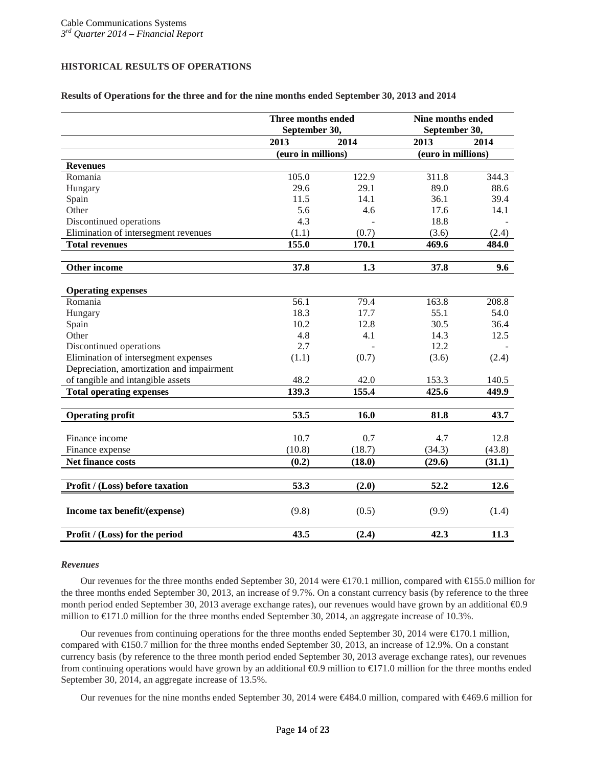## HISTORICAL RESULTS OF OPERATIONS

**Results of Operations for the three and for the nine months ended September 30, 2013 and 2014**

| | Three months ended September 30, | | Nine months ended September 30, | |
|---|---|---|---|---|
| | 2013 | 2014 | 2013 | 2014 |
| | (euro in millions) | | (euro in millions) | |
| **Revenues** | | | | |
| Romania | 105.0 | 122.9 | 311.8 | 344.3 |
| Hungary | 29.6 | 29.1 | 89.0 | 88.6 |
| Spain | 11.5 | 14.1 | 36.1 | 39.4 |
| Other | 5.6 | 4.6 | 17.6 | 14.1 |
| Discontinued operations | 4.3 | - | 18.8 | - |
| Elimination of intersegment revenues | (1.1) | (0.7) | (3.6) | (2.4) |
| **Total revenues** | **155.0** | **170.1** | **469.6** | **484.0** |
| **Other income** | **37.8** | **1.3** | **37.8** | **9.6** |
| **Operating expenses** | | | | |
| Romania | 56.1 | 79.4 | 163.8 | 208.8 |
| Hungary | 18.3 | 17.7 | 55.1 | 54.0 |
| Spain | 10.2 | 12.8 | 30.5 | 36.4 |
| Other | 4.8 | 4.1 | 14.3 | 12.5 |
| Discontinued operations | 2.7 | - | 12.2 | - |
| Elimination of intersegment expenses | (1.1) | (0.7) | (3.6) | (2.4) |
| Depreciation, amortization and impairment of tangible and intangible assets | 48.2 | 42.0 | 153.3 | 140.5 |
| **Total operating expenses** | **139.3** | **155.4** | **425.6** | **449.9** |
| **Operating profit** | **53.5** | **16.0** | **81.8** | **43.7** |
| Finance income | 10.7 | 0.7 | 4.7 | 12.8 |
| Finance expense | (10.8) | (18.7) | (34.3) | (43.8) |
| **Net finance costs** | **(0.2)** | **(18.0)** | **(29.6)** | **(31.1)** |
| **Profit / (Loss) before taxation** | **53.3** | **(2.0)** | **52.2** | **12.6** |
| **Income tax benefit/(expense)** | (9.8) | (0.5) | (9.9) | (1.4) |
| **Profit / (Loss) for the period** | **43.5** | **(2.4)** | **42.3** | **11.3** |

### *Revenues*

Our revenues for the three months ended September 30, 2014 were €170.1 million, compared with €155.0 million for the three months ended September 30, 2013, an increase of 9.7%. On a constant currency basis (by reference to the three month period ended September 30, 2013 average exchange rates), our revenues would have grown by an additional €0.9 million to €171.0 million for the three months ended September 30, 2014, an aggregate increase of 10.3%.

Our revenues from continuing operations for the three months ended September 30, 2014 were €170.1 million, compared with €150.7 million for the three months ended September 30, 2013, an increase of 12.9%. On a constant currency basis (by reference to the three month period ended September 30, 2013 average exchange rates), our revenues from continuing operations would have grown by an additional €0.9 million to €171.0 million for the three months ended September 30, 2014, an aggregate increase of 13.5%.

Our revenues for the nine months ended September 30, 2014 were €484.0 million, compared with €469.6 million for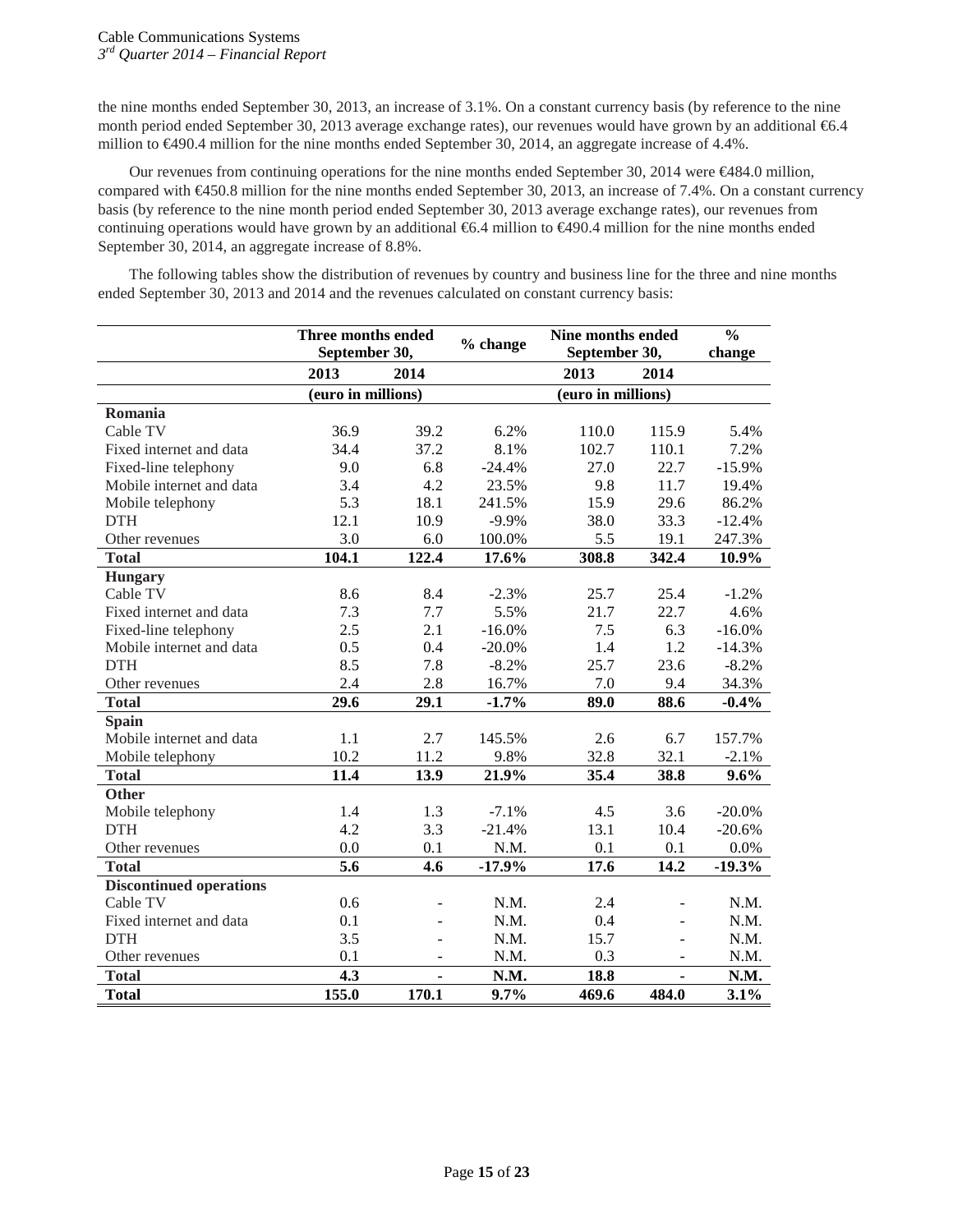the nine months ended September 30, 2013, an increase of 3.1%. On a constant currency basis (by reference to the nine month period ended September 30, 2013 average exchange rates), our revenues would have grown by an additional €6.4 million to €490.4 million for the nine months ended September 30, 2014, an aggregate increase of 4.4%.

Our revenues from continuing operations for the nine months ended September 30, 2014 were €484.0 million, compared with €450.8 million for the nine months ended September 30, 2013, an increase of 7.4%. On a constant currency basis (by reference to the nine month period ended September 30, 2013 average exchange rates), our revenues from continuing operations would have grown by an additional €6.4 million to €490.4 million for the nine months ended September 30, 2014, an aggregate increase of 8.8%.

The following tables show the distribution of revenues by country and business line for the three and nine months ended September 30, 2013 and 2014 and the revenues calculated on constant currency basis:

| | Three months ended September 30, | | % change | Nine months ended September 30, | | % change |
|---|---|---|---|---|---|---|
| | 2013 | 2014 | | 2013 | 2014 | |
| | (euro in millions) | | | (euro in millions) | | |
| **Romania** | | | | | | |
| Cable TV | 36.9 | 39.2 | 6.2% | 110.0 | 115.9 | 5.4% |
| Fixed internet and data | 34.4 | 37.2 | 8.1% | 102.7 | 110.1 | 7.2% |
| Fixed-line telephony | 9.0 | 6.8 | -24.4% | 27.0 | 22.7 | -15.9% |
| Mobile internet and data | 3.4 | 4.2 | 23.5% | 9.8 | 11.7 | 19.4% |
| Mobile telephony | 5.3 | 18.1 | 241.5% | 15.9 | 29.6 | 86.2% |
| DTH | 12.1 | 10.9 | -9.9% | 38.0 | 33.3 | -12.4% |
| Other revenues | 3.0 | 6.0 | 100.0% | 5.5 | 19.1 | 247.3% |
| **Total** | **104.1** | **122.4** | **17.6%** | **308.8** | **342.4** | **10.9%** |
| **Hungary** | | | | | | |
| Cable TV | 8.6 | 8.4 | -2.3% | 25.7 | 25.4 | -1.2% |
| Fixed internet and data | 7.3 | 7.7 | 5.5% | 21.7 | 22.7 | 4.6% |
| Fixed-line telephony | 2.5 | 2.1 | -16.0% | 7.5 | 6.3 | -16.0% |
| Mobile internet and data | 0.5 | 0.4 | -20.0% | 1.4 | 1.2 | -14.3% |
| DTH | 8.5 | 7.8 | -8.2% | 25.7 | 23.6 | -8.2% |
| Other revenues | 2.4 | 2.8 | 16.7% | 7.0 | 9.4 | 34.3% |
| **Total** | **29.6** | **29.1** | **-1.7%** | **89.0** | **88.6** | **-0.4%** |
| **Spain** | | | | | | |
| Mobile internet and data | 1.1 | 2.7 | 145.5% | 2.6 | 6.7 | 157.7% |
| Mobile telephony | 10.2 | 11.2 | 9.8% | 32.8 | 32.1 | -2.1% |
| **Total** | **11.4** | **13.9** | **21.9%** | **35.4** | **38.8** | **9.6%** |
| **Other** | | | | | | |
| Mobile telephony | 1.4 | 1.3 | -7.1% | 4.5 | 3.6 | -20.0% |
| DTH | 4.2 | 3.3 | -21.4% | 13.1 | 10.4 | -20.6% |
| Other revenues | 0.0 | 0.1 | N.M. | 0.1 | 0.1 | 0.0% |
| **Total** | **5.6** | **4.6** | **-17.9%** | **17.6** | **14.2** | **-19.3%** |
| **Discontinued operations** | | | | | | |
| Cable TV | 0.6 | - | N.M. | 2.4 | - | N.M. |
| Fixed internet and data | 0.1 | - | N.M. | 0.4 | - | N.M. |
| DTH | 3.5 | - | N.M. | 15.7 | - | N.M. |
| Other revenues | 0.1 | - | N.M. | 0.3 | - | N.M. |
| **Total** | **4.3** | **-** | **N.M.** | **18.8** | **-** | **N.M.** |
| **Total** | **155.0** | **170.1** | **9.7%** | **469.6** | **484.0** | **3.1%** |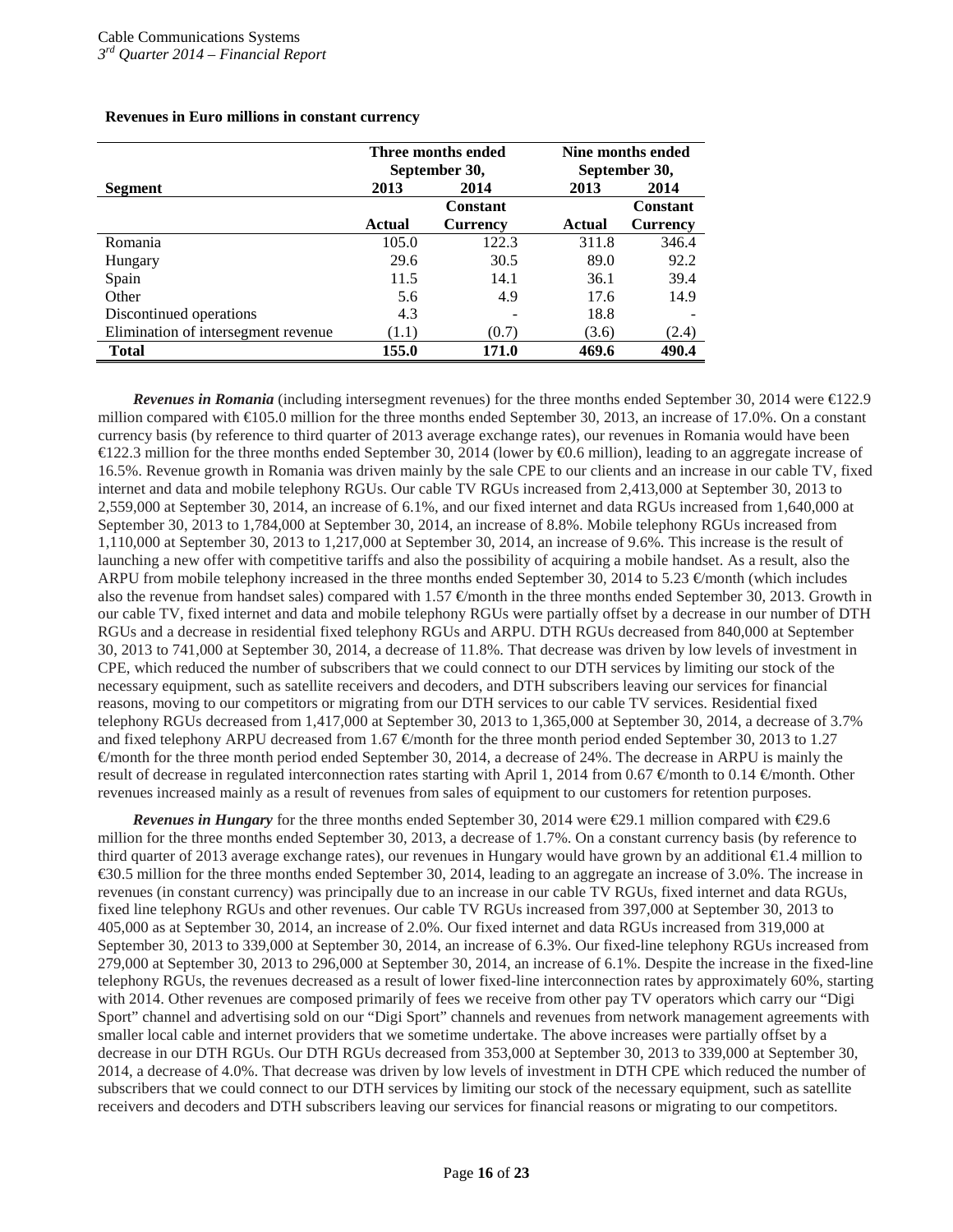**Revenues in Euro millions in constant currency**

| Segment | Three months ended September 30, | | Nine months ended September 30, | |
|---|---|---|---|---|
| | 2013 | 2014 | 2013 | 2014 |
| | Actual | Constant Currency | Actual | Constant Currency |
| Romania | 105.0 | 122.3 | 311.8 | 346.4 |
| Hungary | 29.6 | 30.5 | 89.0 | 92.2 |
| Spain | 11.5 | 14.1 | 36.1 | 39.4 |
| Other | 5.6 | 4.9 | 17.6 | 14.9 |
| Discontinued operations | 4.3 | - | 18.8 | - |
| Elimination of intersegment revenue | (1.1) | (0.7) | (3.6) | (2.4) |
| **Total** | **155.0** | **171.0** | **469.6** | **490.4** |

***Revenues in Romania*** (including intersegment revenues) for the three months ended September 30, 2014 were €122.9 million compared with €105.0 million for the three months ended September 30, 2013, an increase of 17.0%. On a constant currency basis (by reference to third quarter of 2013 average exchange rates), our revenues in Romania would have been €122.3 million for the three months ended September 30, 2014 (lower by €0.6 million), leading to an aggregate increase of 16.5%. Revenue growth in Romania was driven mainly by the sale CPE to our clients and an increase in our cable TV, fixed internet and data and mobile telephony RGUs. Our cable TV RGUs increased from 2,413,000 at September 30, 2013 to 2,559,000 at September 30, 2014, an increase of 6.1%, and our fixed internet and data RGUs increased from 1,640,000 at September 30, 2013 to 1,784,000 at September 30, 2014, an increase of 8.8%. Mobile telephony RGUs increased from 1,110,000 at September 30, 2013 to 1,217,000 at September 30, 2014, an increase of 9.6%. This increase is the result of launching a new offer with competitive tariffs and also the possibility of acquiring a mobile handset. As a result, also the ARPU from mobile telephony increased in the three months ended September 30, 2014 to 5.23 €/month (which includes also the revenue from handset sales) compared with 1.57 €/month in the three months ended September 30, 2013. Growth in our cable TV, fixed internet and data and mobile telephony RGUs were partially offset by a decrease in our number of DTH RGUs and a decrease in residential fixed telephony RGUs and ARPU. DTH RGUs decreased from 840,000 at September 30, 2013 to 741,000 at September 30, 2014, a decrease of 11.8%. That decrease was driven by low levels of investment in CPE, which reduced the number of subscribers that we could connect to our DTH services by limiting our stock of the necessary equipment, such as satellite receivers and decoders, and DTH subscribers leaving our services for financial reasons, moving to our competitors or migrating from our DTH services to our cable TV services. Residential fixed telephony RGUs decreased from 1,417,000 at September 30, 2013 to 1,365,000 at September 30, 2014, a decrease of 3.7% and fixed telephony ARPU decreased from 1.67 €/month for the three month period ended September 30, 2013 to 1.27 €/month for the three month period ended September 30, 2014, a decrease of 24%. The decrease in ARPU is mainly the result of decrease in regulated interconnection rates starting with April 1, 2014 from 0.67 €/month to 0.14 €/month. Other revenues increased mainly as a result of revenues from sales of equipment to our customers for retention purposes.

***Revenues in Hungary*** for the three months ended September 30, 2014 were €29.1 million compared with €29.6 million for the three months ended September 30, 2013, a decrease of 1.7%. On a constant currency basis (by reference to third quarter of 2013 average exchange rates), our revenues in Hungary would have grown by an additional €1.4 million to €30.5 million for the three months ended September 30, 2014, leading to an aggregate an increase of 3.0%. The increase in revenues (in constant currency) was principally due to an increase in our cable TV RGUs, fixed internet and data RGUs, fixed line telephony RGUs and other revenues. Our cable TV RGUs increased from 397,000 at September 30, 2013 to 405,000 as at September 30, 2014, an increase of 2.0%. Our fixed internet and data RGUs increased from 319,000 at September 30, 2013 to 339,000 at September 30, 2014, an increase of 6.3%. Our fixed-line telephony RGUs increased from 279,000 at September 30, 2013 to 296,000 at September 30, 2014, an increase of 6.1%. Despite the increase in the fixed-line telephony RGUs, the revenues decreased as a result of lower fixed-line interconnection rates by approximately 60%, starting with 2014. Other revenues are composed primarily of fees we receive from other pay TV operators which carry our "Digi Sport" channel and advertising sold on our "Digi Sport" channels and revenues from network management agreements with smaller local cable and internet providers that we sometime undertake. The above increases were partially offset by a decrease in our DTH RGUs. Our DTH RGUs decreased from 353,000 at September 30, 2013 to 339,000 at September 30, 2014, a decrease of 4.0%. That decrease was driven by low levels of investment in DTH CPE which reduced the number of subscribers that we could connect to our DTH services by limiting our stock of the necessary equipment, such as satellite receivers and decoders and DTH subscribers leaving our services for financial reasons or migrating to our competitors.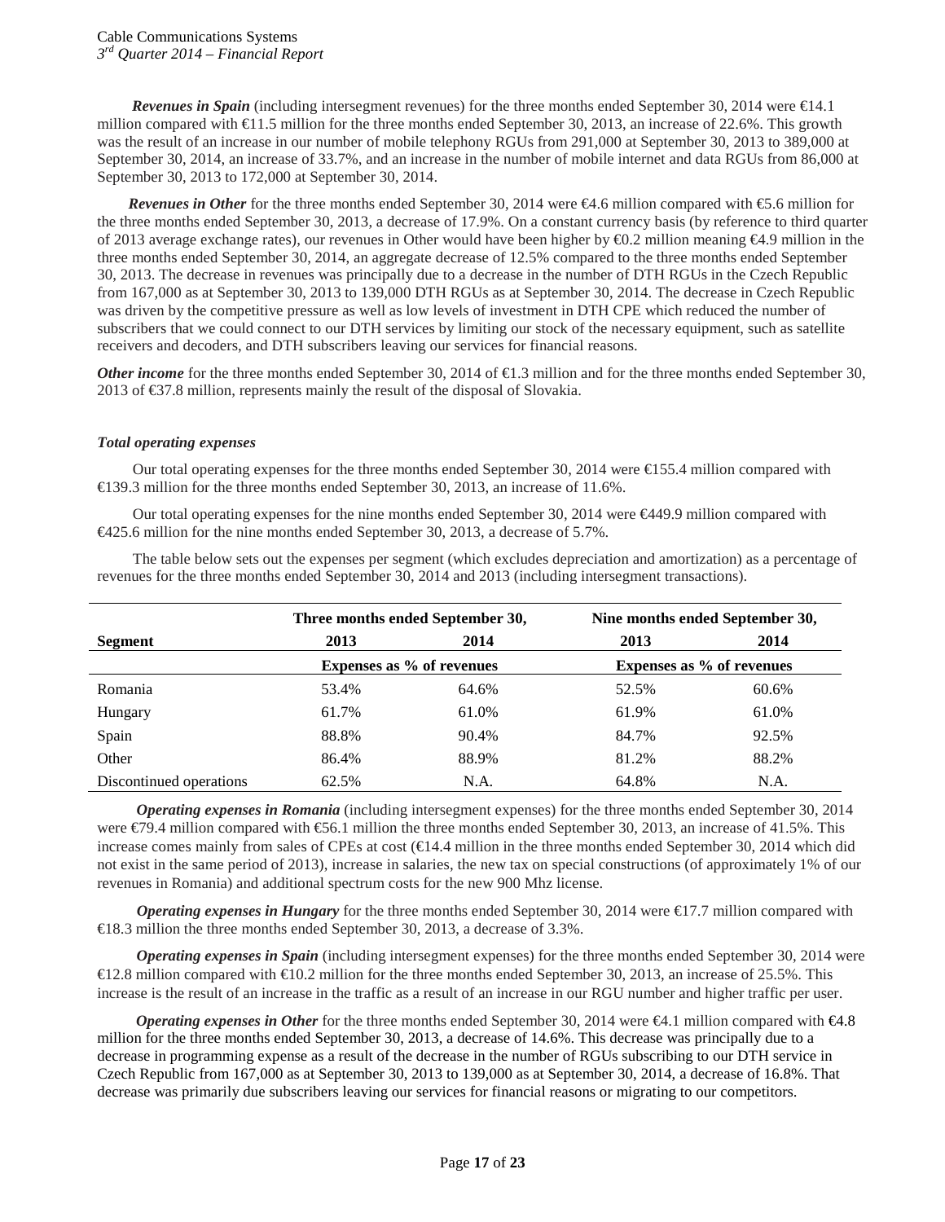***Revenues in Spain*** (including intersegment revenues) for the three months ended September 30, 2014 were €14.1 million compared with €11.5 million for the three months ended September 30, 2013, an increase of 22.6%. This growth was the result of an increase in our number of mobile telephony RGUs from 291,000 at September 30, 2013 to 389,000 at September 30, 2014, an increase of 33.7%, and an increase in the number of mobile internet and data RGUs from 86,000 at September 30, 2013 to 172,000 at September 30, 2014.

***Revenues in Other*** for the three months ended September 30, 2014 were €4.6 million compared with €5.6 million for the three months ended September 30, 2013, a decrease of 17.9%. On a constant currency basis (by reference to third quarter of 2013 average exchange rates), our revenues in Other would have been higher by €0.2 million meaning €4.9 million in the three months ended September 30, 2014, an aggregate decrease of 12.5% compared to the three months ended September 30, 2013. The decrease in revenues was principally due to a decrease in the number of DTH RGUs in the Czech Republic from 167,000 as at September 30, 2013 to 139,000 DTH RGUs as at September 30, 2014. The decrease in Czech Republic was driven by the competitive pressure as well as low levels of investment in DTH CPE which reduced the number of subscribers that we could connect to our DTH services by limiting our stock of the necessary equipment, such as satellite receivers and decoders, and DTH subscribers leaving our services for financial reasons.

***Other income*** for the three months ended September 30, 2014 of €1.3 million and for the three months ended September 30, 2013 of €37.8 million, represents mainly the result of the disposal of Slovakia.

***Total operating expenses***

Our total operating expenses for the three months ended September 30, 2014 were €155.4 million compared with €139.3 million for the three months ended September 30, 2013, an increase of 11.6%.

Our total operating expenses for the nine months ended September 30, 2014 were €449.9 million compared with €425.6 million for the nine months ended September 30, 2013, a decrease of 5.7%.

The table below sets out the expenses per segment (which excludes depreciation and amortization) as a percentage of revenues for the three months ended September 30, 2014 and 2013 (including intersegment transactions).

| Segment | Three months ended September 30, 2013 | Three months ended September 30, 2014 | Nine months ended September 30, 2013 | Nine months ended September 30, 2014 |
|---|---|---|---|---|
| | Expenses as % of revenues | | Expenses as % of revenues | |
| Romania | 53.4% | 64.6% | 52.5% | 60.6% |
| Hungary | 61.7% | 61.0% | 61.9% | 61.0% |
| Spain | 88.8% | 90.4% | 84.7% | 92.5% |
| Other | 86.4% | 88.9% | 81.2% | 88.2% |
| Discontinued operations | 62.5% | N.A. | 64.8% | N.A. |

***Operating expenses in Romania*** (including intersegment expenses) for the three months ended September 30, 2014 were €79.4 million compared with €56.1 million the three months ended September 30, 2013, an increase of 41.5%. This increase comes mainly from sales of CPEs at cost (€14.4 million in the three months ended September 30, 2014 which did not exist in the same period of 2013), increase in salaries, the new tax on special constructions (of approximately 1% of our revenues in Romania) and additional spectrum costs for the new 900 Mhz license.

***Operating expenses in Hungary*** for the three months ended September 30, 2014 were €17.7 million compared with €18.3 million the three months ended September 30, 2013, a decrease of 3.3%.

***Operating expenses in Spain*** (including intersegment expenses) for the three months ended September 30, 2014 were €12.8 million compared with €10.2 million for the three months ended September 30, 2013, an increase of 25.5%. This increase is the result of an increase in the traffic as a result of an increase in our RGU number and higher traffic per user.

***Operating expenses in Other*** for the three months ended September 30, 2014 were €4.1 million compared with €4.8 million for the three months ended September 30, 2013, a decrease of 14.6%. This decrease was principally due to a decrease in programming expense as a result of the decrease in the number of RGUs subscribing to our DTH service in Czech Republic from 167,000 as at September 30, 2013 to 139,000 as at September 30, 2014, a decrease of 16.8%. That decrease was primarily due subscribers leaving our services for financial reasons or migrating to our competitors.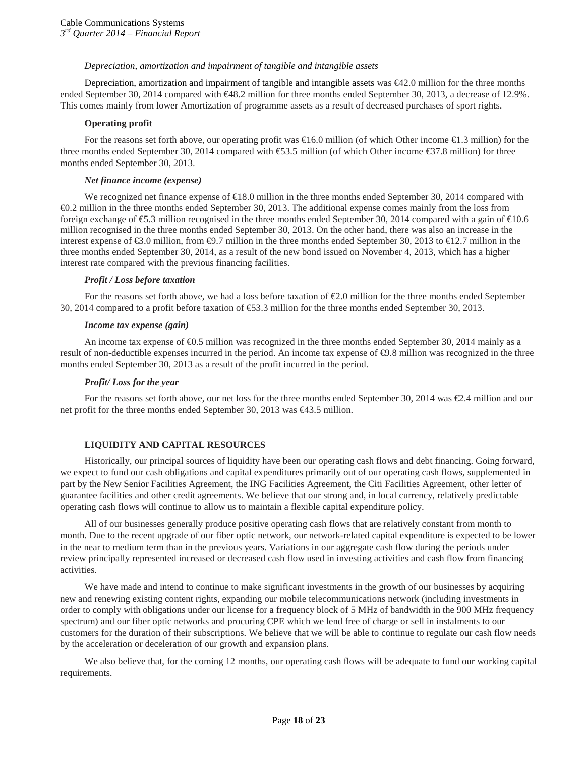*Depreciation, amortization and impairment of tangible and intangible assets*

Depreciation, amortization and impairment of tangible and intangible assets was €42.0 million for the three months ended September 30, 2014 compared with €48.2 million for three months ended September 30, 2013, a decrease of 12.9%. This comes mainly from lower Amortization of programme assets as a result of decreased purchases of sport rights.

**Operating profit**

For the reasons set forth above, our operating profit was €16.0 million (of which Other income €1.3 million) for the three months ended September 30, 2014 compared with €53.5 million (of which Other income €37.8 million) for three months ended September 30, 2013.

***Net finance income (expense)***

We recognized net finance expense of €18.0 million in the three months ended September 30, 2014 compared with €0.2 million in the three months ended September 30, 2013. The additional expense comes mainly from the loss from foreign exchange of €5.3 million recognised in the three months ended September 30, 2014 compared with a gain of €10.6 million recognised in the three months ended September 30, 2013. On the other hand, there was also an increase in the interest expense of €3.0 million, from €9.7 million in the three months ended September 30, 2013 to €12.7 million in the three months ended September 30, 2014, as a result of the new bond issued on November 4, 2013, which has a higher interest rate compared with the previous financing facilities.

***Profit / Loss before taxation***

For the reasons set forth above, we had a loss before taxation of €2.0 million for the three months ended September 30, 2014 compared to a profit before taxation of €53.3 million for the three months ended September 30, 2013.

***Income tax expense (gain)***

An income tax expense of €0.5 million was recognized in the three months ended September 30, 2014 mainly as a result of non-deductible expenses incurred in the period. An income tax expense of €9.8 million was recognized in the three months ended September 30, 2013 as a result of the profit incurred in the period.

***Profit/ Loss for the year***

For the reasons set forth above, our net loss for the three months ended September 30, 2014 was €2.4 million and our net profit for the three months ended September 30, 2013 was €43.5 million.

**LIQUIDITY AND CAPITAL RESOURCES**

Historically, our principal sources of liquidity have been our operating cash flows and debt financing. Going forward, we expect to fund our cash obligations and capital expenditures primarily out of our operating cash flows, supplemented in part by the New Senior Facilities Agreement, the ING Facilities Agreement, the Citi Facilities Agreement, other letter of guarantee facilities and other credit agreements. We believe that our strong and, in local currency, relatively predictable operating cash flows will continue to allow us to maintain a flexible capital expenditure policy.

All of our businesses generally produce positive operating cash flows that are relatively constant from month to month. Due to the recent upgrade of our fiber optic network, our network-related capital expenditure is expected to be lower in the near to medium term than in the previous years. Variations in our aggregate cash flow during the periods under review principally represented increased or decreased cash flow used in investing activities and cash flow from financing activities.

We have made and intend to continue to make significant investments in the growth of our businesses by acquiring new and renewing existing content rights, expanding our mobile telecommunications network (including investments in order to comply with obligations under our license for a frequency block of 5 MHz of bandwidth in the 900 MHz frequency spectrum) and our fiber optic networks and procuring CPE which we lend free of charge or sell in instalments to our customers for the duration of their subscriptions. We believe that we will be able to continue to regulate our cash flow needs by the acceleration or deceleration of our growth and expansion plans.

We also believe that, for the coming 12 months, our operating cash flows will be adequate to fund our working capital requirements.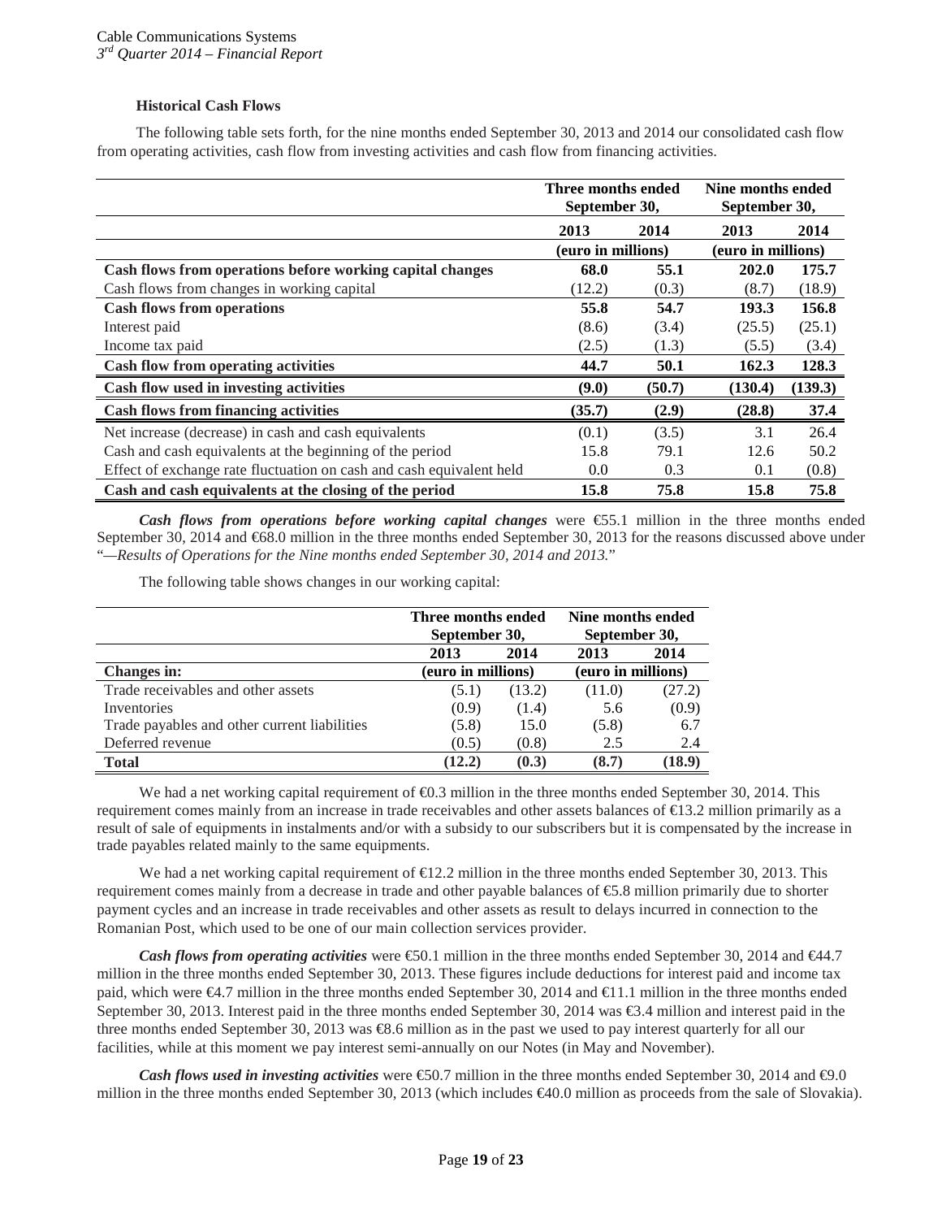**Historical Cash Flows**

The following table sets forth, for the nine months ended September 30, 2013 and 2014 our consolidated cash flow from operating activities, cash flow from investing activities and cash flow from financing activities.

| | Three months ended September 30, | | Nine months ended September 30, | |
|---|---|---|---|---|
| | 2013 | 2014 | 2013 | 2014 |
| | (euro in millions) | | (euro in millions) | |
| **Cash flows from operations before working capital changes** | **68.0** | **55.1** | **202.0** | **175.7** |
| Cash flows from changes in working capital | (12.2) | (0.3) | (8.7) | (18.9) |
| **Cash flows from operations** | **55.8** | **54.7** | **193.3** | **156.8** |
| Interest paid | (8.6) | (3.4) | (25.5) | (25.1) |
| Income tax paid | (2.5) | (1.3) | (5.5) | (3.4) |
| **Cash flow from operating activities** | **44.7** | **50.1** | **162.3** | **128.3** |
| **Cash flow used in investing activities** | **(9.0)** | **(50.7)** | **(130.4)** | **(139.3)** |
| **Cash flows from financing activities** | **(35.7)** | **(2.9)** | **(28.8)** | **37.4** |
| Net increase (decrease) in cash and cash equivalents | (0.1) | (3.5) | 3.1 | 26.4 |
| Cash and cash equivalents at the beginning of the period | 15.8 | 79.1 | 12.6 | 50.2 |
| Effect of exchange rate fluctuation on cash and cash equivalent held | 0.0 | 0.3 | 0.1 | (0.8) |
| **Cash and cash equivalents at the closing of the period** | **15.8** | **75.8** | **15.8** | **75.8** |

***Cash flows from operations before working capital changes*** were €55.1 million in the three months ended September 30, 2014 and €68.0 million in the three months ended September 30, 2013 for the reasons discussed above under "—*Results of Operations for the Nine months ended September 30, 2014 and 2013.*"

The following table shows changes in our working capital:

| | Three months ended September 30, | | Nine months ended September 30, | |
|---|---|---|---|---|
| | 2013 | 2014 | 2013 | 2014 |
| **Changes in:** | (euro in millions) | | (euro in millions) | |
| Trade receivables and other assets | (5.1) | (13.2) | (11.0) | (27.2) |
| Inventories | (0.9) | (1.4) | 5.6 | (0.9) |
| Trade payables and other current liabilities | (5.8) | 15.0 | (5.8) | 6.7 |
| Deferred revenue | (0.5) | (0.8) | 2.5 | 2.4 |
| **Total** | **(12.2)** | **(0.3)** | **(8.7)** | **(18.9)** |

We had a net working capital requirement of €0.3 million in the three months ended September 30, 2014. This requirement comes mainly from an increase in trade receivables and other assets balances of €13.2 million primarily as a result of sale of equipments in instalments and/or with a subsidy to our subscribers but it is compensated by the increase in trade payables related mainly to the same equipments.

We had a net working capital requirement of €12.2 million in the three months ended September 30, 2013. This requirement comes mainly from a decrease in trade and other payable balances of €5.8 million primarily due to shorter payment cycles and an increase in trade receivables and other assets as result to delays incurred in connection to the Romanian Post, which used to be one of our main collection services provider.

***Cash flows from operating activities*** were €50.1 million in the three months ended September 30, 2014 and €44.7 million in the three months ended September 30, 2013. These figures include deductions for interest paid and income tax paid, which were €4.7 million in the three months ended September 30, 2014 and €11.1 million in the three months ended September 30, 2013. Interest paid in the three months ended September 30, 2014 was €3.4 million and interest paid in the three months ended September 30, 2013 was €8.6 million as in the past we used to pay interest quarterly for all our facilities, while at this moment we pay interest semi-annually on our Notes (in May and November).

***Cash flows used in investing activities*** were €50.7 million in the three months ended September 30, 2014 and €9.0 million in the three months ended September 30, 2013 (which includes €40.0 million as proceeds from the sale of Slovakia).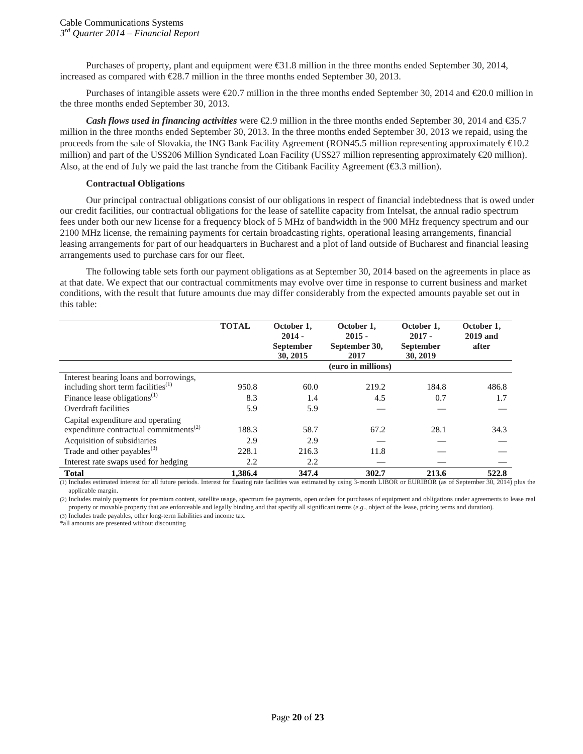Purchases of property, plant and equipment were €31.8 million in the three months ended September 30, 2014, increased as compared with €28.7 million in the three months ended September 30, 2013.

Purchases of intangible assets were €20.7 million in the three months ended September 30, 2014 and €20.0 million in the three months ended September 30, 2013.

***Cash flows used in financing activities*** were €2.9 million in the three months ended September 30, 2014 and €35.7 million in the three months ended September 30, 2013. In the three months ended September 30, 2013 we repaid, using the proceeds from the sale of Slovakia, the ING Bank Facility Agreement (RON45.5 million representing approximately €10.2 million) and part of the US$206 Million Syndicated Loan Facility (US$27 million representing approximately €20 million). Also, at the end of July we paid the last tranche from the Citibank Facility Agreement (€3.3 million).

**Contractual Obligations**

Our principal contractual obligations consist of our obligations in respect of financial indebtedness that is owed under our credit facilities, our contractual obligations for the lease of satellite capacity from Intelsat, the annual radio spectrum fees under both our new license for a frequency block of 5 MHz of bandwidth in the 900 MHz frequency spectrum and our 2100 MHz license, the remaining payments for certain broadcasting rights, operational leasing arrangements, financial leasing arrangements for part of our headquarters in Bucharest and a plot of land outside of Bucharest and financial leasing arrangements used to purchase cars for our fleet.

The following table sets forth our payment obligations as at September 30, 2014 based on the agreements in place as at that date. We expect that our contractual commitments may evolve over time in response to current business and market conditions, with the result that future amounts due may differ considerably from the expected amounts payable set out in this table:

| | TOTAL | October 1, 2014 - September 30, 2015 | October 1, 2015 - September 30, 2017 | October 1, 2017 - September 30, 2019 | October 1, 2019 and after |
|---|---|---|---|---|---|
| | | | (euro in millions) | | |
| Interest bearing loans and borrowings, including short term facilities[(1)] | 950.8 | 60.0 | 219.2 | 184.8 | 486.8 |
| Finance lease obligations[(1)] | 8.3 | 1.4 | 4.5 | 0.7 | 1.7 |
| Overdraft facilities | 5.9 | 5.9 | — | — | — |
| Capital expenditure and operating expenditure contractual commitments[(2)] | 188.3 | 58.7 | 67.2 | 28.1 | 34.3 |
| Acquisition of subsidiaries | 2.9 | 2.9 | — | — | — |
| Trade and other payables[(3)] | 228.1 | 216.3 | 11.8 | — | — |
| Interest rate swaps used for hedging | 2.2 | 2.2 | — | — | — |
| **Total** | **1,386.4** | **347.4** | **302.7** | **213.6** | **522.8** |

(1) Includes estimated interest for all future periods. Interest for floating rate facilities was estimated by using 3-month LIBOR or EURIBOR (as of September 30, 2014) plus the applicable margin.

(2) Includes mainly payments for premium content, satellite usage, spectrum fee payments, open orders for purchases of equipment and obligations under agreements to lease real property or movable property that are enforceable and legally binding and that specify all significant terms (*e.g.*, object of the lease, pricing terms and duration).

(3) Includes trade payables, other long-term liabilities and income tax.

*all amounts are presented without discounting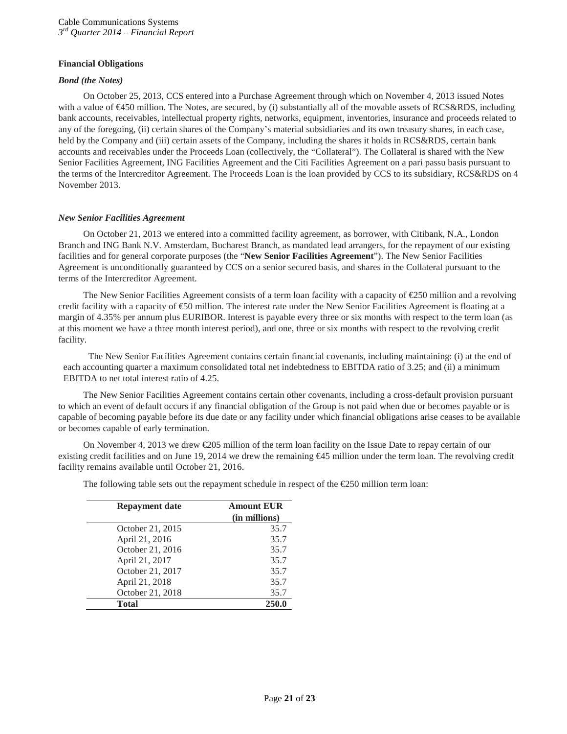### Financial Obligations

#### *Bond (the Notes)*

On October 25, 2013, CCS entered into a Purchase Agreement through which on November 4, 2013 issued Notes with a value of €450 million. The Notes, are secured, by (i) substantially all of the movable assets of RCS&RDS, including bank accounts, receivables, intellectual property rights, networks, equipment, inventories, insurance and proceeds related to any of the foregoing, (ii) certain shares of the Company's material subsidiaries and its own treasury shares, in each case, held by the Company and (iii) certain assets of the Company, including the shares it holds in RCS&RDS, certain bank accounts and receivables under the Proceeds Loan (collectively, the "Collateral"). The Collateral is shared with the New Senior Facilities Agreement, ING Facilities Agreement and the Citi Facilities Agreement on a pari passu basis pursuant to the terms of the Intercreditor Agreement. The Proceeds Loan is the loan provided by CCS to its subsidiary, RCS&RDS on 4 November 2013.

#### *New Senior Facilities Agreement*

On October 21, 2013 we entered into a committed facility agreement, as borrower, with Citibank, N.A., London Branch and ING Bank N.V. Amsterdam, Bucharest Branch, as mandated lead arrangers, for the repayment of our existing facilities and for general corporate purposes (the "**New Senior Facilities Agreement**"). The New Senior Facilities Agreement is unconditionally guaranteed by CCS on a senior secured basis, and shares in the Collateral pursuant to the terms of the Intercreditor Agreement.

The New Senior Facilities Agreement consists of a term loan facility with a capacity of €250 million and a revolving credit facility with a capacity of €50 million. The interest rate under the New Senior Facilities Agreement is floating at a margin of 4.35% per annum plus EURIBOR. Interest is payable every three or six months with respect to the term loan (as at this moment we have a three month interest period), and one, three or six months with respect to the revolving credit facility.

The New Senior Facilities Agreement contains certain financial covenants, including maintaining: (i) at the end of each accounting quarter a maximum consolidated total net indebtedness to EBITDA ratio of 3.25; and (ii) a minimum EBITDA to net total interest ratio of 4.25.

The New Senior Facilities Agreement contains certain other covenants, including a cross-default provision pursuant to which an event of default occurs if any financial obligation of the Group is not paid when due or becomes payable or is capable of becoming payable before its due date or any facility under which financial obligations arise ceases to be available or becomes capable of early termination.

On November 4, 2013 we drew €205 million of the term loan facility on the Issue Date to repay certain of our existing credit facilities and on June 19, 2014 we drew the remaining €45 million under the term loan. The revolving credit facility remains available until October 21, 2016.

The following table sets out the repayment schedule in respect of the €250 million term loan:

| Repayment date | Amount EUR (in millions) |
|---|---|
| October 21, 2015 | 35.7 |
| April 21, 2016 | 35.7 |
| October 21, 2016 | 35.7 |
| April 21, 2017 | 35.7 |
| October 21, 2017 | 35.7 |
| April 21, 2018 | 35.7 |
| October 21, 2018 | 35.7 |
| **Total** | **250.0** |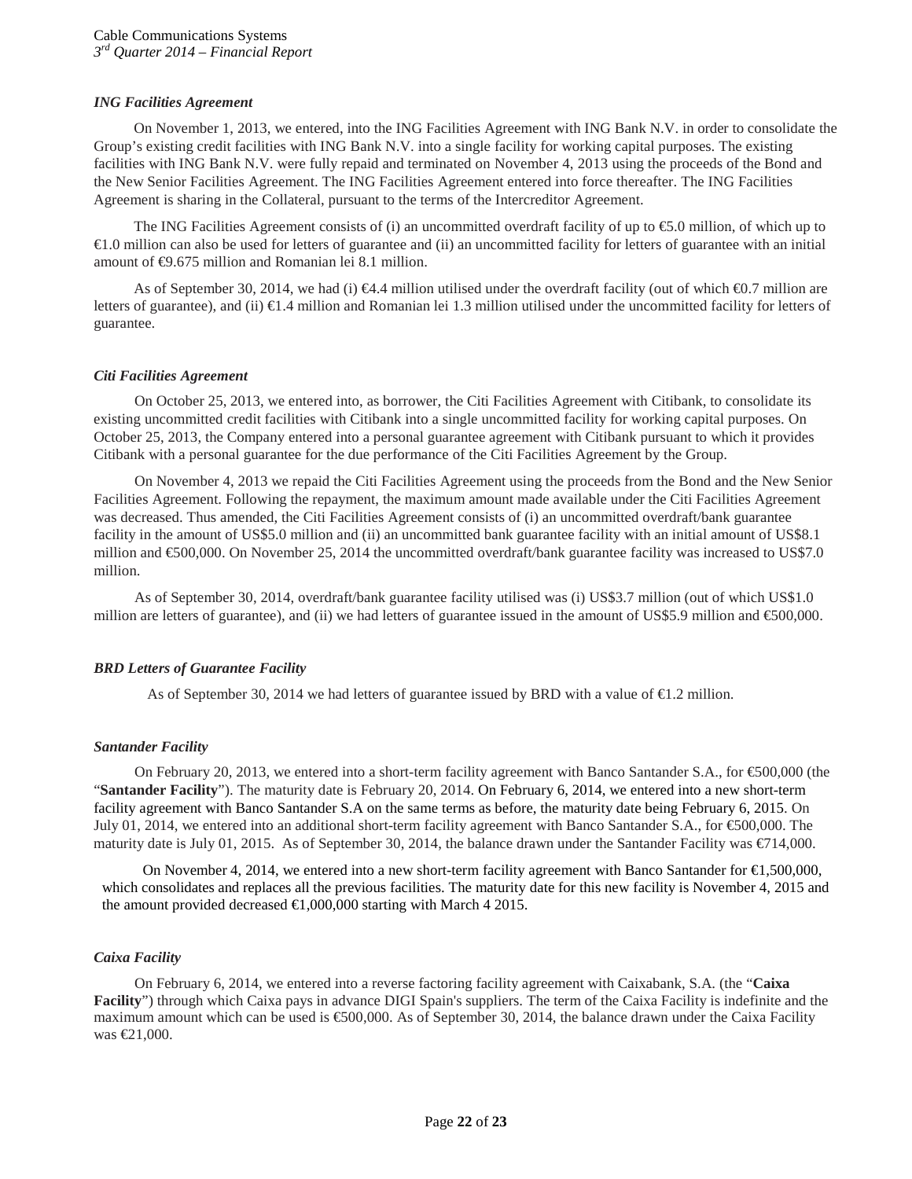### *ING Facilities Agreement*

On November 1, 2013, we entered, into the ING Facilities Agreement with ING Bank N.V. in order to consolidate the Group's existing credit facilities with ING Bank N.V. into a single facility for working capital purposes. The existing facilities with ING Bank N.V. were fully repaid and terminated on November 4, 2013 using the proceeds of the Bond and the New Senior Facilities Agreement. The ING Facilities Agreement entered into force thereafter. The ING Facilities Agreement is sharing in the Collateral, pursuant to the terms of the Intercreditor Agreement.

The ING Facilities Agreement consists of (i) an uncommitted overdraft facility of up to €5.0 million, of which up to €1.0 million can also be used for letters of guarantee and (ii) an uncommitted facility for letters of guarantee with an initial amount of €9.675 million and Romanian lei 8.1 million.

As of September 30, 2014, we had (i) €4.4 million utilised under the overdraft facility (out of which €0.7 million are letters of guarantee), and (ii) €1.4 million and Romanian lei 1.3 million utilised under the uncommitted facility for letters of guarantee.

### *Citi Facilities Agreement*

On October 25, 2013, we entered into, as borrower, the Citi Facilities Agreement with Citibank, to consolidate its existing uncommitted credit facilities with Citibank into a single uncommitted facility for working capital purposes. On October 25, 2013, the Company entered into a personal guarantee agreement with Citibank pursuant to which it provides Citibank with a personal guarantee for the due performance of the Citi Facilities Agreement by the Group.

On November 4, 2013 we repaid the Citi Facilities Agreement using the proceeds from the Bond and the New Senior Facilities Agreement. Following the repayment, the maximum amount made available under the Citi Facilities Agreement was decreased. Thus amended, the Citi Facilities Agreement consists of (i) an uncommitted overdraft/bank guarantee facility in the amount of US$5.0 million and (ii) an uncommitted bank guarantee facility with an initial amount of US$8.1 million and €500,000. On November 25, 2014 the uncommitted overdraft/bank guarantee facility was increased to US$7.0 million.

As of September 30, 2014, overdraft/bank guarantee facility utilised was (i) US$3.7 million (out of which US$1.0 million are letters of guarantee), and (ii) we had letters of guarantee issued in the amount of US$5.9 million and €500,000.

### *BRD Letters of Guarantee Facility*

As of September 30, 2014 we had letters of guarantee issued by BRD with a value of €1.2 million.

### *Santander Facility*

On February 20, 2013, we entered into a short-term facility agreement with Banco Santander S.A., for €500,000 (the "**Santander Facility**"). The maturity date is February 20, 2014. On February 6, 2014, we entered into a new short-term facility agreement with Banco Santander S.A on the same terms as before, the maturity date being February 6, 2015. On July 01, 2014, we entered into an additional short-term facility agreement with Banco Santander S.A., for €500,000. The maturity date is July 01, 2015. As of September 30, 2014, the balance drawn under the Santander Facility was €714,000.

On November 4, 2014, we entered into a new short-term facility agreement with Banco Santander for €1,500,000, which consolidates and replaces all the previous facilities. The maturity date for this new facility is November 4, 2015 and the amount provided decreased €1,000,000 starting with March 4 2015.

### *Caixa Facility*

On February 6, 2014, we entered into a reverse factoring facility agreement with Caixabank, S.A. (the "**Caixa Facility**") through which Caixa pays in advance DIGI Spain's suppliers. The term of the Caixa Facility is indefinite and the maximum amount which can be used is €500,000. As of September 30, 2014, the balance drawn under the Caixa Facility was €21,000.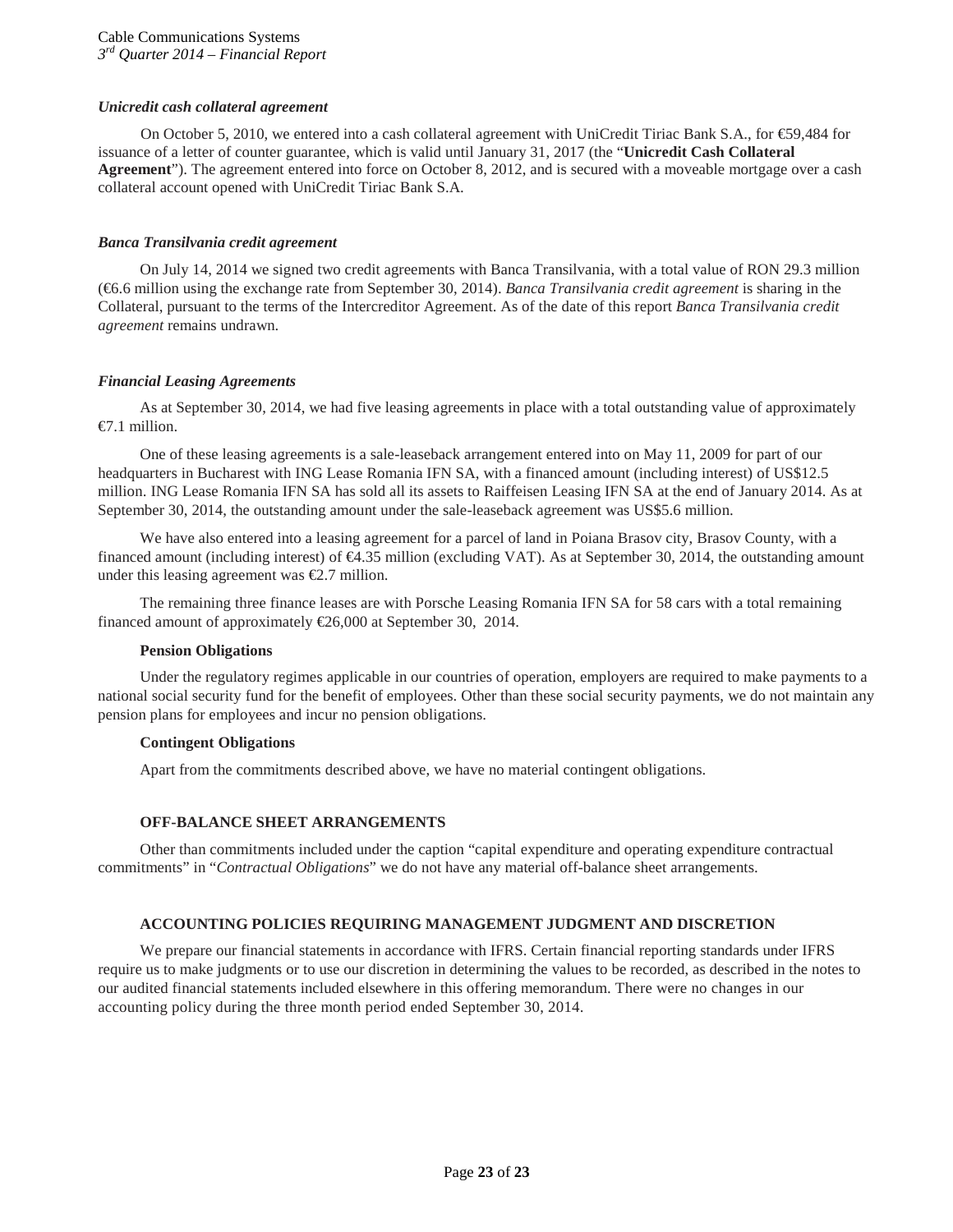### *Unicredit cash collateral agreement*

On October 5, 2010, we entered into a cash collateral agreement with UniCredit Tiriac Bank S.A., for €59,484 for issuance of a letter of counter guarantee, which is valid until January 31, 2017 (the "**Unicredit Cash Collateral Agreement**"). The agreement entered into force on October 8, 2012, and is secured with a moveable mortgage over a cash collateral account opened with UniCredit Tiriac Bank S.A.

### *Banca Transilvania credit agreement*

On July 14, 2014 we signed two credit agreements with Banca Transilvania, with a total value of RON 29.3 million (€6.6 million using the exchange rate from September 30, 2014). *Banca Transilvania credit agreement* is sharing in the Collateral, pursuant to the terms of the Intercreditor Agreement. As of the date of this report *Banca Transilvania credit agreement* remains undrawn.

### *Financial Leasing Agreements*

As at September 30, 2014, we had five leasing agreements in place with a total outstanding value of approximately €7.1 million.

One of these leasing agreements is a sale-leaseback arrangement entered into on May 11, 2009 for part of our headquarters in Bucharest with ING Lease Romania IFN SA, with a financed amount (including interest) of US$12.5 million. ING Lease Romania IFN SA has sold all its assets to Raiffeisen Leasing IFN SA at the end of January 2014. As at September 30, 2014, the outstanding amount under the sale-leaseback agreement was US$5.6 million.

We have also entered into a leasing agreement for a parcel of land in Poiana Brasov city, Brasov County, with a financed amount (including interest) of €4.35 million (excluding VAT). As at September 30, 2014, the outstanding amount under this leasing agreement was €2.7 million.

The remaining three finance leases are with Porsche Leasing Romania IFN SA for 58 cars with a total remaining financed amount of approximately €26,000 at September 30, 2014.

**Pension Obligations**

Under the regulatory regimes applicable in our countries of operation, employers are required to make payments to a national social security fund for the benefit of employees. Other than these social security payments, we do not maintain any pension plans for employees and incur no pension obligations.

**Contingent Obligations**

Apart from the commitments described above, we have no material contingent obligations.

## OFF-BALANCE SHEET ARRANGEMENTS

Other than commitments included under the caption "capital expenditure and operating expenditure contractual commitments" in "*Contractual Obligations*" we do not have any material off-balance sheet arrangements.

## ACCOUNTING POLICIES REQUIRING MANAGEMENT JUDGMENT AND DISCRETION

We prepare our financial statements in accordance with IFRS. Certain financial reporting standards under IFRS require us to make judgments or to use our discretion in determining the values to be recorded, as described in the notes to our audited financial statements included elsewhere in this offering memorandum. There were no changes in our accounting policy during the three month period ended September 30, 2014.